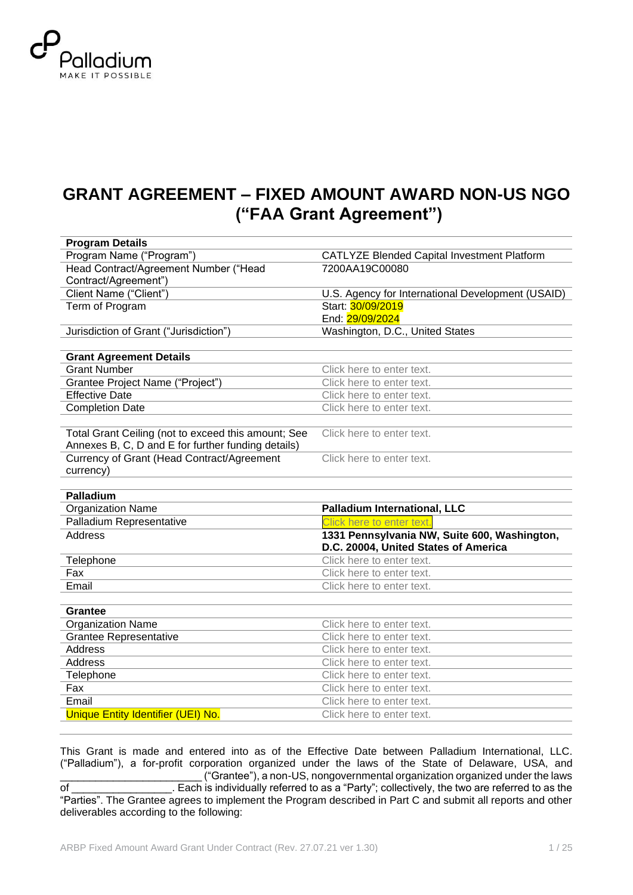Palladium
MAKE IT POSSIBLE

# GRANT AGREEMENT – FIXED AMOUNT AWARD NON-US NGO ("FAA Grant Agreement")

| **Program Details** | |
|---|---|
| Program Name ("Program") | CATLYZE Blended Capital Investment Platform |
| Head Contract/Agreement Number ("Head Contract/Agreement") | 7200AA19C00080 |
| Client Name ("Client") | U.S. Agency for International Development (USAID) |
| Term of Program | Start: 30/09/2019<br>End: 29/09/2024 |
| Jurisdiction of Grant ("Jurisdiction") | Washington, D.C., United States |
| | |
| **Grant Agreement Details** | |
| Grant Number | Click here to enter text. |
| Grantee Project Name ("Project") | Click here to enter text. |
| Effective Date | Click here to enter text. |
| Completion Date | Click here to enter text. |
| | |
| Total Grant Ceiling (not to exceed this amount; See Annexes B, C, D and E for further funding details) | Click here to enter text. |
| Currency of Grant (Head Contract/Agreement currency) | Click here to enter text. |
| | |
| **Palladium** | |
| Organization Name | **Palladium International, LLC** |
| Palladium Representative | Click here to enter text. |
| Address | **1331 Pennsylvania NW, Suite 600, Washington, D.C. 20004, United States of America** |
| Telephone | Click here to enter text. |
| Fax | Click here to enter text. |
| Email | Click here to enter text. |
| | |
| **Grantee** | |
| Organization Name | Click here to enter text. |
| Grantee Representative | Click here to enter text. |
| Address | Click here to enter text. |
| Address | Click here to enter text. |
| Telephone | Click here to enter text. |
| Fax | Click here to enter text. |
| Email | Click here to enter text. |
| Unique Entity Identifier (UEI) No. | Click here to enter text. |

This Grant is made and entered into as of the Effective Date between Palladium International, LLC. ("Palladium"), a for-profit corporation organized under the laws of the State of Delaware, USA, and ________________________ ("Grantee"), a non-US, nongovernmental organization organized under the laws of _________________. Each is individually referred to as a "Party"; collectively, the two are referred to as the "Parties". The Grantee agrees to implement the Program described in Part C and submit all reports and other deliverables according to the following: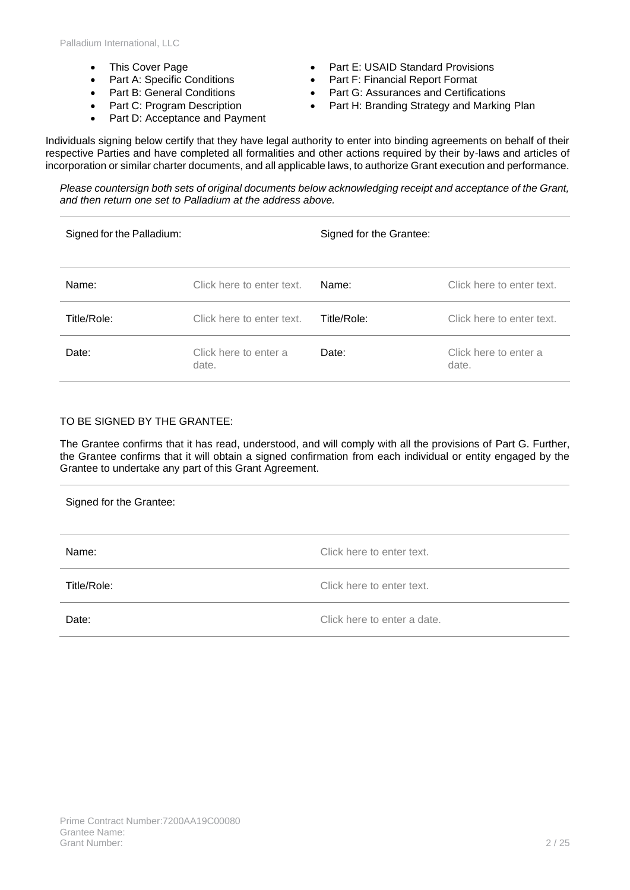- This Cover Page
- Part A: Specific Conditions
- Part B: General Conditions
- Part C: Program Description
- Part D: Acceptance and Payment
- Part E: USAID Standard Provisions
- Part F: Financial Report Format
- Part G: Assurances and Certifications
- Part H: Branding Strategy and Marking Plan

Individuals signing below certify that they have legal authority to enter into binding agreements on behalf of their respective Parties and have completed all formalities and other actions required by their by-laws and articles of incorporation or similar charter documents, and all applicable laws, to authorize Grant execution and performance.

*Please countersign both sets of original documents below acknowledging receipt and acceptance of the Grant, and then return one set to Palladium at the address above.*

| Signed for the Palladium: | | Signed for the Grantee: | |
|---|---|---|---|
| Name: | Click here to enter text. | Name: | Click here to enter text. |
| Title/Role: | Click here to enter text. | Title/Role: | Click here to enter text. |
| Date: | Click here to enter a date. | Date: | Click here to enter a date. |

TO BE SIGNED BY THE GRANTEE:

The Grantee confirms that it has read, understood, and will comply with all the provisions of Part G. Further, the Grantee confirms that it will obtain a signed confirmation from each individual or entity engaged by the Grantee to undertake any part of this Grant Agreement.

| Signed for the Grantee: | |
|---|---|
| Name: | Click here to enter text. |
| Title/Role: | Click here to enter text. |
| Date: | Click here to enter a date. |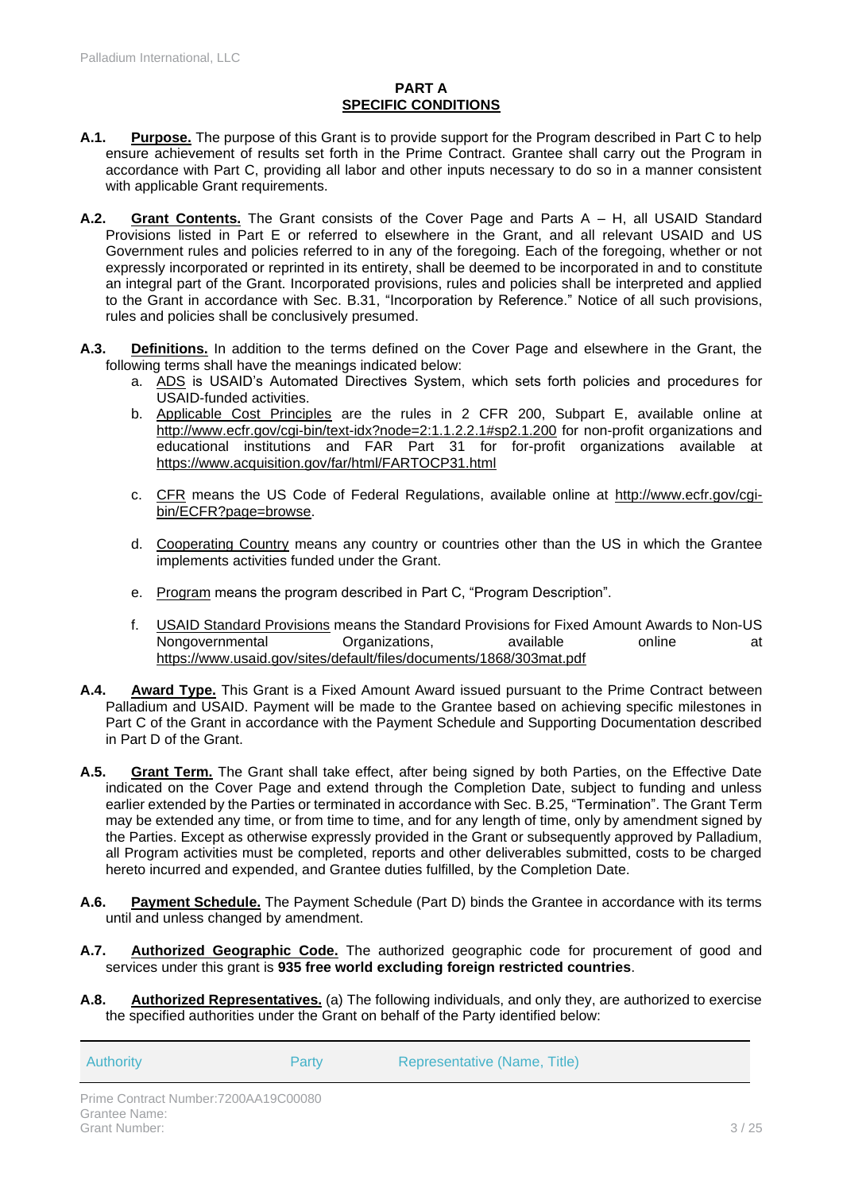**PART A**
**SPECIFIC CONDITIONS**

**A.1. Purpose.** The purpose of this Grant is to provide support for the Program described in Part C to help ensure achievement of results set forth in the Prime Contract. Grantee shall carry out the Program in accordance with Part C, providing all labor and other inputs necessary to do so in a manner consistent with applicable Grant requirements.

**A.2. Grant Contents.** The Grant consists of the Cover Page and Parts A – H, all USAID Standard Provisions listed in Part E or referred to elsewhere in the Grant, and all relevant USAID and US Government rules and policies referred to in any of the foregoing. Each of the foregoing, whether or not expressly incorporated or reprinted in its entirety, shall be deemed to be incorporated in and to constitute an integral part of the Grant. Incorporated provisions, rules and policies shall be interpreted and applied to the Grant in accordance with Sec. B.31, "Incorporation by Reference." Notice of all such provisions, rules and policies shall be conclusively presumed.

**A.3. Definitions.** In addition to the terms defined on the Cover Page and elsewhere in the Grant, the following terms shall have the meanings indicated below:

a. ADS is USAID's Automated Directives System, which sets forth policies and procedures for USAID-funded activities.

b. Applicable Cost Principles are the rules in 2 CFR 200, Subpart E, available online at http://www.ecfr.gov/cgi-bin/text-idx?node=2:1.1.2.2.1#sp2.1.200 for non-profit organizations and educational institutions and FAR Part 31 for for-profit organizations available at https://www.acquisition.gov/far/html/FARTOCP31.html

c. CFR means the US Code of Federal Regulations, available online at http://www.ecfr.gov/cgi-bin/ECFR?page=browse.

d. Cooperating Country means any country or countries other than the US in which the Grantee implements activities funded under the Grant.

e. Program means the program described in Part C, "Program Description".

f. USAID Standard Provisions means the Standard Provisions for Fixed Amount Awards to Non-US Nongovernmental Organizations, available online at https://www.usaid.gov/sites/default/files/documents/1868/303mat.pdf

**A.4. Award Type.** This Grant is a Fixed Amount Award issued pursuant to the Prime Contract between Palladium and USAID. Payment will be made to the Grantee based on achieving specific milestones in Part C of the Grant in accordance with the Payment Schedule and Supporting Documentation described in Part D of the Grant.

**A.5. Grant Term.** The Grant shall take effect, after being signed by both Parties, on the Effective Date indicated on the Cover Page and extend through the Completion Date, subject to funding and unless earlier extended by the Parties or terminated in accordance with Sec. B.25, "Termination". The Grant Term may be extended any time, or from time to time, and for any length of time, only by amendment signed by the Parties. Except as otherwise expressly provided in the Grant or subsequently approved by Palladium, all Program activities must be completed, reports and other deliverables submitted, costs to be charged hereto incurred and expended, and Grantee duties fulfilled, by the Completion Date.

**A.6. Payment Schedule.** The Payment Schedule (Part D) binds the Grantee in accordance with its terms until and unless changed by amendment.

**A.7. Authorized Geographic Code.** The authorized geographic code for procurement of good and services under this grant is **935 free world excluding foreign restricted countries**.

**A.8. Authorized Representatives.** (a) The following individuals, and only they, are authorized to exercise the specified authorities under the Grant on behalf of the Party identified below:

| Authority | Party | Representative (Name, Title) |
|---|---|---|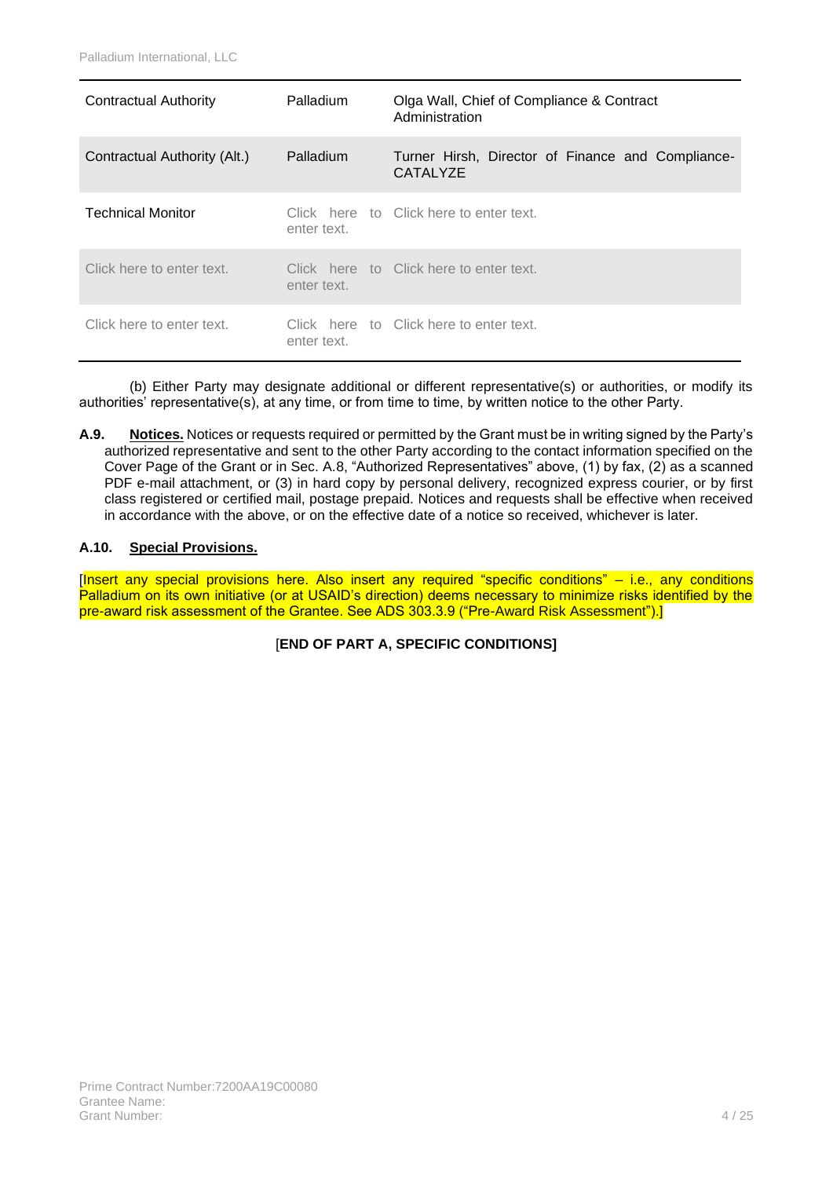| | | |
|---|---|---|
| Contractual Authority | Palladium | Olga Wall, Chief of Compliance & Contract Administration |
| Contractual Authority (Alt.) | Palladium | Turner Hirsh, Director of Finance and Compliance-CATALYZE |
| Technical Monitor | Click here to enter text. | Click here to enter text. |
| Click here to enter text. | Click here to enter text. | Click here to enter text. |
| Click here to enter text. | Click here to enter text. | Click here to enter text. |

(b) Either Party may designate additional or different representative(s) or authorities, or modify its authorities' representative(s), at any time, or from time to time, by written notice to the other Party.

**A.9. Notices.** Notices or requests required or permitted by the Grant must be in writing signed by the Party's authorized representative and sent to the other Party according to the contact information specified on the Cover Page of the Grant or in Sec. A.8, "Authorized Representatives" above, (1) by fax, (2) as a scanned PDF e-mail attachment, or (3) in hard copy by personal delivery, recognized express courier, or by first class registered or certified mail, postage prepaid. Notices and requests shall be effective when received in accordance with the above, or on the effective date of a notice so received, whichever is later.

**A.10. Special Provisions.**

[Insert any special provisions here. Also insert any required "specific conditions" – i.e., any conditions Palladium on its own initiative (or at USAID's direction) deems necessary to minimize risks identified by the pre-award risk assessment of the Grantee. See ADS 303.3.9 ("Pre-Award Risk Assessment").]

[**END OF PART A, SPECIFIC CONDITIONS]**

Prime Contract Number:7200AA19C00080
Grantee Name:
Grant Number: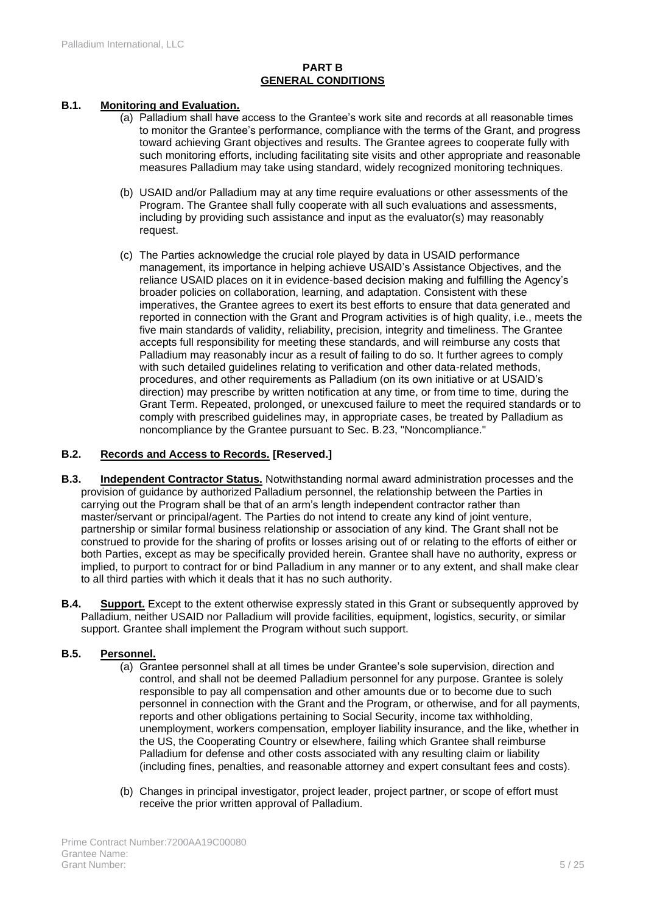## PART B
## GENERAL CONDITIONS

**B.1. Monitoring and Evaluation.**

(a) Palladium shall have access to the Grantee's work site and records at all reasonable times to monitor the Grantee's performance, compliance with the terms of the Grant, and progress toward achieving Grant objectives and results. The Grantee agrees to cooperate fully with such monitoring efforts, including facilitating site visits and other appropriate and reasonable measures Palladium may take using standard, widely recognized monitoring techniques.

(b) USAID and/or Palladium may at any time require evaluations or other assessments of the Program. The Grantee shall fully cooperate with all such evaluations and assessments, including by providing such assistance and input as the evaluator(s) may reasonably request.

(c) The Parties acknowledge the crucial role played by data in USAID performance management, its importance in helping achieve USAID's Assistance Objectives, and the reliance USAID places on it in evidence-based decision making and fulfilling the Agency's broader policies on collaboration, learning, and adaptation. Consistent with these imperatives, the Grantee agrees to exert its best efforts to ensure that data generated and reported in connection with the Grant and Program activities is of high quality, i.e., meets the five main standards of validity, reliability, precision, integrity and timeliness. The Grantee accepts full responsibility for meeting these standards, and will reimburse any costs that Palladium may reasonably incur as a result of failing to do so. It further agrees to comply with such detailed guidelines relating to verification and other data-related methods, procedures, and other requirements as Palladium (on its own initiative or at USAID's direction) may prescribe by written notification at any time, or from time to time, during the Grant Term. Repeated, prolonged, or unexcused failure to meet the required standards or to comply with prescribed guidelines may, in appropriate cases, be treated by Palladium as noncompliance by the Grantee pursuant to Sec. B.23, "Noncompliance."

**B.2. Records and Access to Records. [Reserved.]**

**B.3. Independent Contractor Status.** Notwithstanding normal award administration processes and the provision of guidance by authorized Palladium personnel, the relationship between the Parties in carrying out the Program shall be that of an arm's length independent contractor rather than master/servant or principal/agent. The Parties do not intend to create any kind of joint venture, partnership or similar formal business relationship or association of any kind. The Grant shall not be construed to provide for the sharing of profits or losses arising out of or relating to the efforts of either or both Parties, except as may be specifically provided herein. Grantee shall have no authority, express or implied, to purport to contract for or bind Palladium in any manner or to any extent, and shall make clear to all third parties with which it deals that it has no such authority.

**B.4. Support.** Except to the extent otherwise expressly stated in this Grant or subsequently approved by Palladium, neither USAID nor Palladium will provide facilities, equipment, logistics, security, or similar support. Grantee shall implement the Program without such support.

**B.5. Personnel.**

(a) Grantee personnel shall at all times be under Grantee's sole supervision, direction and control, and shall not be deemed Palladium personnel for any purpose. Grantee is solely responsible to pay all compensation and other amounts due or to become due to such personnel in connection with the Grant and the Program, or otherwise, and for all payments, reports and other obligations pertaining to Social Security, income tax withholding, unemployment, workers compensation, employer liability insurance, and the like, whether in the US, the Cooperating Country or elsewhere, failing which Grantee shall reimburse Palladium for defense and other costs associated with any resulting claim or liability (including fines, penalties, and reasonable attorney and expert consultant fees and costs).

(b) Changes in principal investigator, project leader, project partner, or scope of effort must receive the prior written approval of Palladium.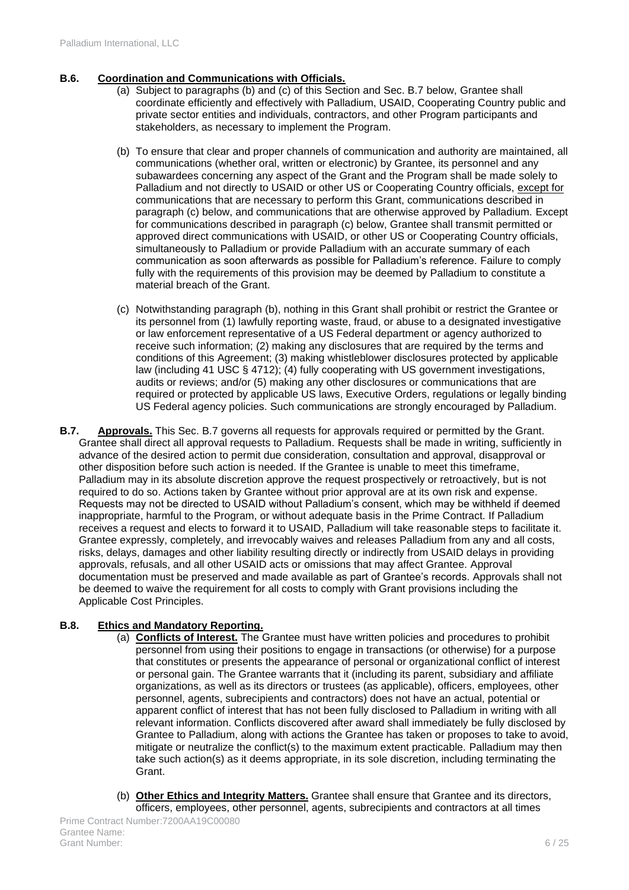**B.6. Coordination and Communications with Officials.**

(a) Subject to paragraphs (b) and (c) of this Section and Sec. B.7 below, Grantee shall coordinate efficiently and effectively with Palladium, USAID, Cooperating Country public and private sector entities and individuals, contractors, and other Program participants and stakeholders, as necessary to implement the Program.

(b) To ensure that clear and proper channels of communication and authority are maintained, all communications (whether oral, written or electronic) by Grantee, its personnel and any subawardees concerning any aspect of the Grant and the Program shall be made solely to Palladium and not directly to USAID or other US or Cooperating Country officials, except for communications that are necessary to perform this Grant, communications described in paragraph (c) below, and communications that are otherwise approved by Palladium. Except for communications described in paragraph (c) below, Grantee shall transmit permitted or approved direct communications with USAID, or other US or Cooperating Country officials, simultaneously to Palladium or provide Palladium with an accurate summary of each communication as soon afterwards as possible for Palladium's reference. Failure to comply fully with the requirements of this provision may be deemed by Palladium to constitute a material breach of the Grant.

(c) Notwithstanding paragraph (b), nothing in this Grant shall prohibit or restrict the Grantee or its personnel from (1) lawfully reporting waste, fraud, or abuse to a designated investigative or law enforcement representative of a US Federal department or agency authorized to receive such information; (2) making any disclosures that are required by the terms and conditions of this Agreement; (3) making whistleblower disclosures protected by applicable law (including 41 USC § 4712); (4) fully cooperating with US government investigations, audits or reviews; and/or (5) making any other disclosures or communications that are required or protected by applicable US laws, Executive Orders, regulations or legally binding US Federal agency policies. Such communications are strongly encouraged by Palladium.

**B.7. Approvals.** This Sec. B.7 governs all requests for approvals required or permitted by the Grant. Grantee shall direct all approval requests to Palladium. Requests shall be made in writing, sufficiently in advance of the desired action to permit due consideration, consultation and approval, disapproval or other disposition before such action is needed. If the Grantee is unable to meet this timeframe, Palladium may in its absolute discretion approve the request prospectively or retroactively, but is not required to do so. Actions taken by Grantee without prior approval are at its own risk and expense. Requests may not be directed to USAID without Palladium's consent, which may be withheld if deemed inappropriate, harmful to the Program, or without adequate basis in the Prime Contract. If Palladium receives a request and elects to forward it to USAID, Palladium will take reasonable steps to facilitate it. Grantee expressly, completely, and irrevocably waives and releases Palladium from any and all costs, risks, delays, damages and other liability resulting directly or indirectly from USAID delays in providing approvals, refusals, and all other USAID acts or omissions that may affect Grantee. Approval documentation must be preserved and made available as part of Grantee's records. Approvals shall not be deemed to waive the requirement for all costs to comply with Grant provisions including the Applicable Cost Principles.

**B.8. Ethics and Mandatory Reporting.**

(a) **Conflicts of Interest.** The Grantee must have written policies and procedures to prohibit personnel from using their positions to engage in transactions (or otherwise) for a purpose that constitutes or presents the appearance of personal or organizational conflict of interest or personal gain. The Grantee warrants that it (including its parent, subsidiary and affiliate organizations, as well as its directors or trustees (as applicable), officers, employees, other personnel, agents, subrecipients and contractors) does not have an actual, potential or apparent conflict of interest that has not been fully disclosed to Palladium in writing with all relevant information. Conflicts discovered after award shall immediately be fully disclosed by Grantee to Palladium, along with actions the Grantee has taken or proposes to take to avoid, mitigate or neutralize the conflict(s) to the maximum extent practicable. Palladium may then take such action(s) as it deems appropriate, in its sole discretion, including terminating the Grant.

(b) **Other Ethics and Integrity Matters.** Grantee shall ensure that Grantee and its directors, officers, employees, other personnel, agents, subrecipients and contractors at all times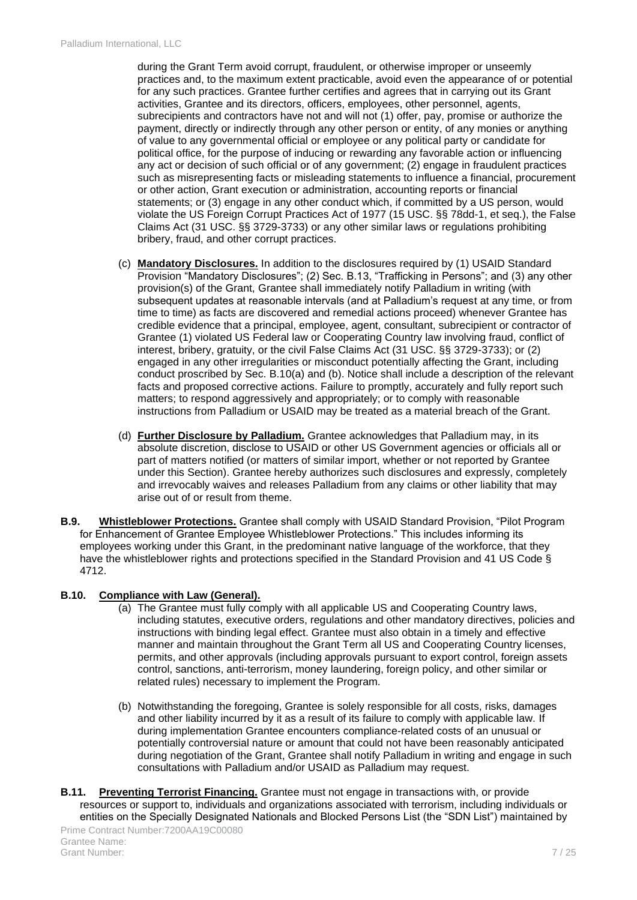during the Grant Term avoid corrupt, fraudulent, or otherwise improper or unseemly practices and, to the maximum extent practicable, avoid even the appearance of or potential for any such practices. Grantee further certifies and agrees that in carrying out its Grant activities, Grantee and its directors, officers, employees, other personnel, agents, subrecipients and contractors have not and will not (1) offer, pay, promise or authorize the payment, directly or indirectly through any other person or entity, of any monies or anything of value to any governmental official or employee or any political party or candidate for political office, for the purpose of inducing or rewarding any favorable action or influencing any act or decision of such official or of any government; (2) engage in fraudulent practices such as misrepresenting facts or misleading statements to influence a financial, procurement or other action, Grant execution or administration, accounting reports or financial statements; or (3) engage in any other conduct which, if committed by a US person, would violate the US Foreign Corrupt Practices Act of 1977 (15 USC. §§ 78dd-1, et seq.), the False Claims Act (31 USC. §§ 3729-3733) or any other similar laws or regulations prohibiting bribery, fraud, and other corrupt practices.

(c) **Mandatory Disclosures.** In addition to the disclosures required by (1) USAID Standard Provision "Mandatory Disclosures"; (2) Sec. B.13, "Trafficking in Persons"; and (3) any other provision(s) of the Grant, Grantee shall immediately notify Palladium in writing (with subsequent updates at reasonable intervals (and at Palladium's request at any time, or from time to time) as facts are discovered and remedial actions proceed) whenever Grantee has credible evidence that a principal, employee, agent, consultant, subrecipient or contractor of Grantee (1) violated US Federal law or Cooperating Country law involving fraud, conflict of interest, bribery, gratuity, or the civil False Claims Act (31 USC. §§ 3729-3733); or (2) engaged in any other irregularities or misconduct potentially affecting the Grant, including conduct proscribed by Sec. B.10(a) and (b). Notice shall include a description of the relevant facts and proposed corrective actions. Failure to promptly, accurately and fully report such matters; to respond aggressively and appropriately; or to comply with reasonable instructions from Palladium or USAID may be treated as a material breach of the Grant.

(d) **Further Disclosure by Palladium.** Grantee acknowledges that Palladium may, in its absolute discretion, disclose to USAID or other US Government agencies or officials all or part of matters notified (or matters of similar import, whether or not reported by Grantee under this Section). Grantee hereby authorizes such disclosures and expressly, completely and irrevocably waives and releases Palladium from any claims or other liability that may arise out of or result from theme.

**B.9. Whistleblower Protections.** Grantee shall comply with USAID Standard Provision, "Pilot Program for Enhancement of Grantee Employee Whistleblower Protections." This includes informing its employees working under this Grant, in the predominant native language of the workforce, that they have the whistleblower rights and protections specified in the Standard Provision and 41 US Code § 4712.

**B.10. Compliance with Law (General).**

(a) The Grantee must fully comply with all applicable US and Cooperating Country laws, including statutes, executive orders, regulations and other mandatory directives, policies and instructions with binding legal effect. Grantee must also obtain in a timely and effective manner and maintain throughout the Grant Term all US and Cooperating Country licenses, permits, and other approvals (including approvals pursuant to export control, foreign assets control, sanctions, anti-terrorism, money laundering, foreign policy, and other similar or related rules) necessary to implement the Program.

(b) Notwithstanding the foregoing, Grantee is solely responsible for all costs, risks, damages and other liability incurred by it as a result of its failure to comply with applicable law. If during implementation Grantee encounters compliance-related costs of an unusual or potentially controversial nature or amount that could not have been reasonably anticipated during negotiation of the Grant, Grantee shall notify Palladium in writing and engage in such consultations with Palladium and/or USAID as Palladium may request.

**B.11. Preventing Terrorist Financing.** Grantee must not engage in transactions with, or provide resources or support to, individuals and organizations associated with terrorism, including individuals or entities on the Specially Designated Nationals and Blocked Persons List (the "SDN List") maintained by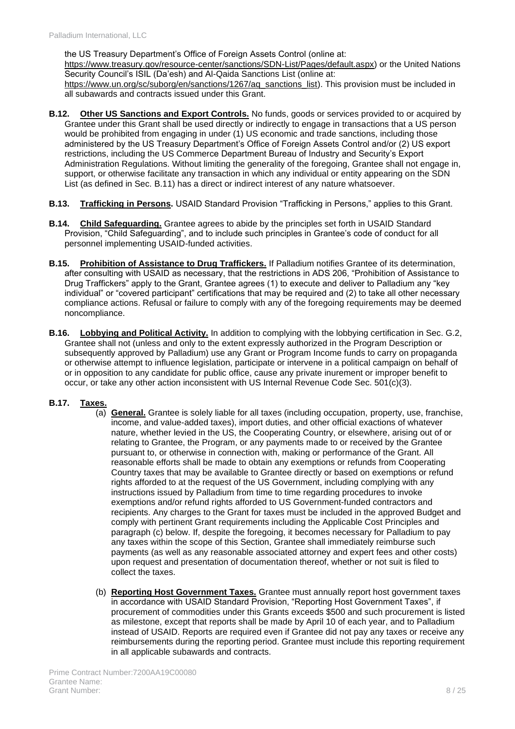the US Treasury Department's Office of Foreign Assets Control (online at: https://www.treasury.gov/resource-center/sanctions/SDN-List/Pages/default.aspx) or the United Nations Security Council's ISIL (Da'esh) and Al-Qaida Sanctions List (online at: https://www.un.org/sc/suborg/en/sanctions/1267/aq_sanctions_list). This provision must be included in all subawards and contracts issued under this Grant.

**B.12. Other US Sanctions and Export Controls.** No funds, goods or services provided to or acquired by Grantee under this Grant shall be used directly or indirectly to engage in transactions that a US person would be prohibited from engaging in under (1) US economic and trade sanctions, including those administered by the US Treasury Department's Office of Foreign Assets Control and/or (2) US export restrictions, including the US Commerce Department Bureau of Industry and Security's Export Administration Regulations. Without limiting the generality of the foregoing, Grantee shall not engage in, support, or otherwise facilitate any transaction in which any individual or entity appearing on the SDN List (as defined in Sec. B.11) has a direct or indirect interest of any nature whatsoever.

**B.13. Trafficking in Persons.** USAID Standard Provision "Trafficking in Persons," applies to this Grant.

**B.14. Child Safeguarding.** Grantee agrees to abide by the principles set forth in USAID Standard Provision, "Child Safeguarding", and to include such principles in Grantee's code of conduct for all personnel implementing USAID-funded activities.

**B.15. Prohibition of Assistance to Drug Traffickers.** If Palladium notifies Grantee of its determination, after consulting with USAID as necessary, that the restrictions in ADS 206, "Prohibition of Assistance to Drug Traffickers" apply to the Grant, Grantee agrees (1) to execute and deliver to Palladium any "key individual" or "covered participant" certifications that may be required and (2) to take all other necessary compliance actions. Refusal or failure to comply with any of the foregoing requirements may be deemed noncompliance.

**B.16. Lobbying and Political Activity.** In addition to complying with the lobbying certification in Sec. G.2, Grantee shall not (unless and only to the extent expressly authorized in the Program Description or subsequently approved by Palladium) use any Grant or Program Income funds to carry on propaganda or otherwise attempt to influence legislation, participate or intervene in a political campaign on behalf of or in opposition to any candidate for public office, cause any private inurement or improper benefit to occur, or take any other action inconsistent with US Internal Revenue Code Sec. 501(c)(3).

**B.17. Taxes.**

(a) **General.** Grantee is solely liable for all taxes (including occupation, property, use, franchise, income, and value-added taxes), import duties, and other official exactions of whatever nature, whether levied in the US, the Cooperating Country, or elsewhere, arising out of or relating to Grantee, the Program, or any payments made to or received by the Grantee pursuant to, or otherwise in connection with, making or performance of the Grant. All reasonable efforts shall be made to obtain any exemptions or refunds from Cooperating Country taxes that may be available to Grantee directly or based on exemptions or refund rights afforded to at the request of the US Government, including complying with any instructions issued by Palladium from time to time regarding procedures to invoke exemptions and/or refund rights afforded to US Government-funded contractors and recipients. Any charges to the Grant for taxes must be included in the approved Budget and comply with pertinent Grant requirements including the Applicable Cost Principles and paragraph (c) below. If, despite the foregoing, it becomes necessary for Palladium to pay any taxes within the scope of this Section, Grantee shall immediately reimburse such payments (as well as any reasonable associated attorney and expert fees and other costs) upon request and presentation of documentation thereof, whether or not suit is filed to collect the taxes.

(b) **Reporting Host Government Taxes.** Grantee must annually report host government taxes in accordance with USAID Standard Provision, "Reporting Host Government Taxes", if procurement of commodities under this Grants exceeds $500 and such procurement is listed as milestone, except that reports shall be made by April 10 of each year, and to Palladium instead of USAID. Reports are required even if Grantee did not pay any taxes or receive any reimbursements during the reporting period. Grantee must include this reporting requirement in all applicable subawards and contracts.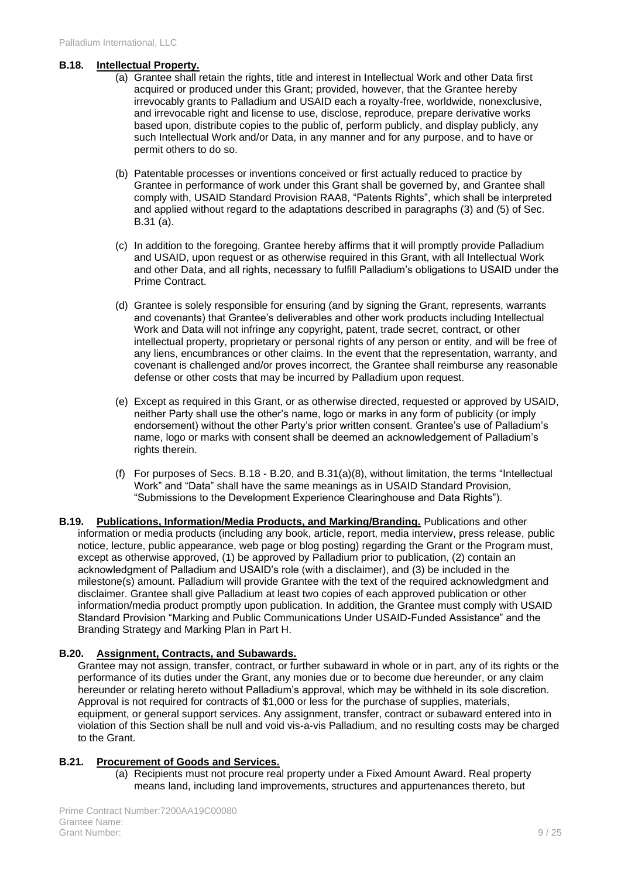**B.18. Intellectual Property.**

(a) Grantee shall retain the rights, title and interest in Intellectual Work and other Data first acquired or produced under this Grant; provided, however, that the Grantee hereby irrevocably grants to Palladium and USAID each a royalty-free, worldwide, nonexclusive, and irrevocable right and license to use, disclose, reproduce, prepare derivative works based upon, distribute copies to the public of, perform publicly, and display publicly, any such Intellectual Work and/or Data, in any manner and for any purpose, and to have or permit others to do so.

(b) Patentable processes or inventions conceived or first actually reduced to practice by Grantee in performance of work under this Grant shall be governed by, and Grantee shall comply with, USAID Standard Provision RAA8, "Patents Rights", which shall be interpreted and applied without regard to the adaptations described in paragraphs (3) and (5) of Sec. B.31 (a).

(c) In addition to the foregoing, Grantee hereby affirms that it will promptly provide Palladium and USAID, upon request or as otherwise required in this Grant, with all Intellectual Work and other Data, and all rights, necessary to fulfill Palladium's obligations to USAID under the Prime Contract.

(d) Grantee is solely responsible for ensuring (and by signing the Grant, represents, warrants and covenants) that Grantee's deliverables and other work products including Intellectual Work and Data will not infringe any copyright, patent, trade secret, contract, or other intellectual property, proprietary or personal rights of any person or entity, and will be free of any liens, encumbrances or other claims. In the event that the representation, warranty, and covenant is challenged and/or proves incorrect, the Grantee shall reimburse any reasonable defense or other costs that may be incurred by Palladium upon request.

(e) Except as required in this Grant, or as otherwise directed, requested or approved by USAID, neither Party shall use the other's name, logo or marks in any form of publicity (or imply endorsement) without the other Party's prior written consent. Grantee's use of Palladium's name, logo or marks with consent shall be deemed an acknowledgement of Palladium's rights therein.

(f) For purposes of Secs. B.18 - B.20, and B.31(a)(8), without limitation, the terms "Intellectual Work" and "Data" shall have the same meanings as in USAID Standard Provision, "Submissions to the Development Experience Clearinghouse and Data Rights").

**B.19. Publications, Information/Media Products, and Marking/Branding.** Publications and other information or media products (including any book, article, report, media interview, press release, public notice, lecture, public appearance, web page or blog posting) regarding the Grant or the Program must, except as otherwise approved, (1) be approved by Palladium prior to publication, (2) contain an acknowledgment of Palladium and USAID's role (with a disclaimer), and (3) be included in the milestone(s) amount. Palladium will provide Grantee with the text of the required acknowledgment and disclaimer. Grantee shall give Palladium at least two copies of each approved publication or other information/media product promptly upon publication. In addition, the Grantee must comply with USAID Standard Provision "Marking and Public Communications Under USAID-Funded Assistance" and the Branding Strategy and Marking Plan in Part H.

**B.20. Assignment, Contracts, and Subawards.**

Grantee may not assign, transfer, contract, or further subaward in whole or in part, any of its rights or the performance of its duties under the Grant, any monies due or to become due hereunder, or any claim hereunder or relating hereto without Palladium's approval, which may be withheld in its sole discretion. Approval is not required for contracts of $1,000 or less for the purchase of supplies, materials, equipment, or general support services. Any assignment, transfer, contract or subaward entered into in violation of this Section shall be null and void vis-a-vis Palladium, and no resulting costs may be charged to the Grant.

**B.21. Procurement of Goods and Services.**

(a) Recipients must not procure real property under a Fixed Amount Award. Real property means land, including land improvements, structures and appurtenances thereto, but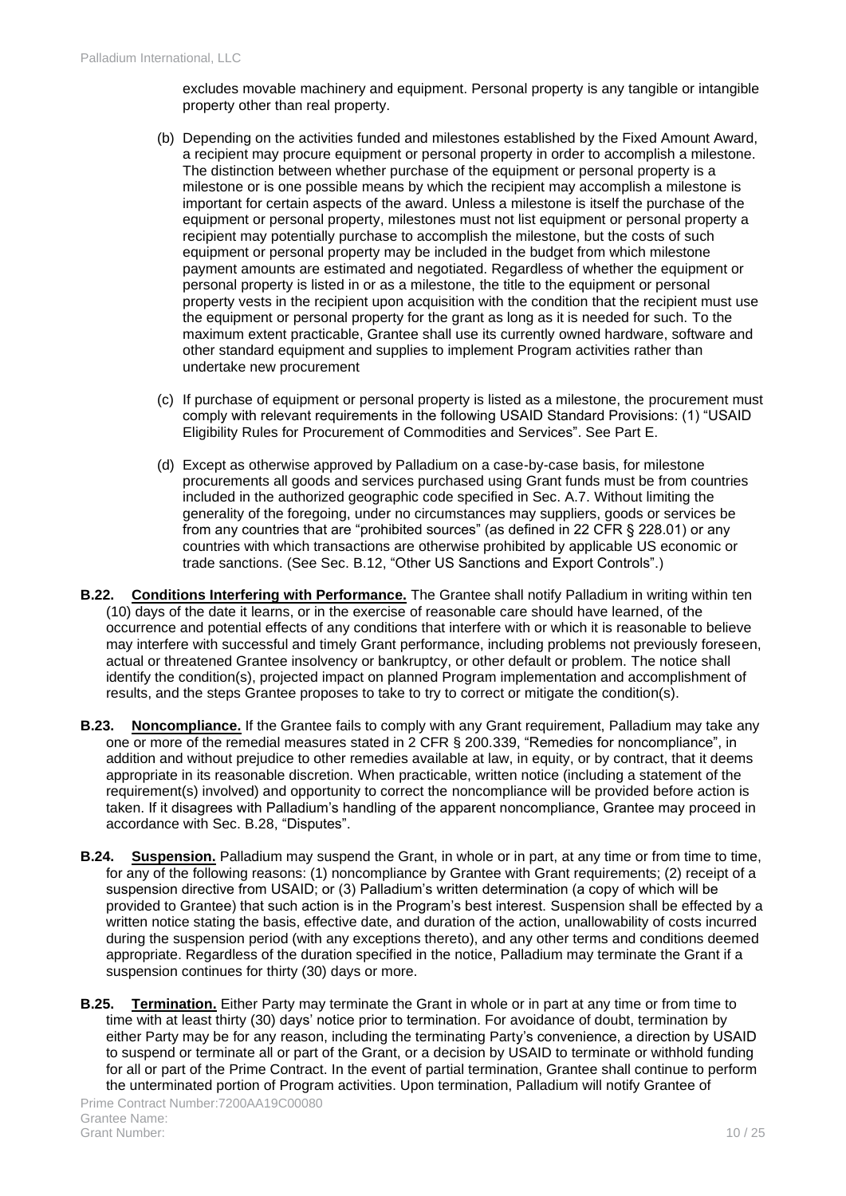excludes movable machinery and equipment. Personal property is any tangible or intangible property other than real property.

(b) Depending on the activities funded and milestones established by the Fixed Amount Award, a recipient may procure equipment or personal property in order to accomplish a milestone. The distinction between whether purchase of the equipment or personal property is a milestone or is one possible means by which the recipient may accomplish a milestone is important for certain aspects of the award. Unless a milestone is itself the purchase of the equipment or personal property, milestones must not list equipment or personal property a recipient may potentially purchase to accomplish the milestone, but the costs of such equipment or personal property may be included in the budget from which milestone payment amounts are estimated and negotiated. Regardless of whether the equipment or personal property is listed in or as a milestone, the title to the equipment or personal property vests in the recipient upon acquisition with the condition that the recipient must use the equipment or personal property for the grant as long as it is needed for such. To the maximum extent practicable, Grantee shall use its currently owned hardware, software and other standard equipment and supplies to implement Program activities rather than undertake new procurement

(c) If purchase of equipment or personal property is listed as a milestone, the procurement must comply with relevant requirements in the following USAID Standard Provisions: (1) "USAID Eligibility Rules for Procurement of Commodities and Services". See Part E.

(d) Except as otherwise approved by Palladium on a case-by-case basis, for milestone procurements all goods and services purchased using Grant funds must be from countries included in the authorized geographic code specified in Sec. A.7. Without limiting the generality of the foregoing, under no circumstances may suppliers, goods or services be from any countries that are "prohibited sources" (as defined in 22 CFR § 228.01) or any countries with which transactions are otherwise prohibited by applicable US economic or trade sanctions. (See Sec. B.12, "Other US Sanctions and Export Controls".)

**B.22. Conditions Interfering with Performance.** The Grantee shall notify Palladium in writing within ten (10) days of the date it learns, or in the exercise of reasonable care should have learned, of the occurrence and potential effects of any conditions that interfere with or which it is reasonable to believe may interfere with successful and timely Grant performance, including problems not previously foreseen, actual or threatened Grantee insolvency or bankruptcy, or other default or problem. The notice shall identify the condition(s), projected impact on planned Program implementation and accomplishment of results, and the steps Grantee proposes to take to try to correct or mitigate the condition(s).

**B.23. Noncompliance.** If the Grantee fails to comply with any Grant requirement, Palladium may take any one or more of the remedial measures stated in 2 CFR § 200.339, "Remedies for noncompliance", in addition and without prejudice to other remedies available at law, in equity, or by contract, that it deems appropriate in its reasonable discretion. When practicable, written notice (including a statement of the requirement(s) involved) and opportunity to correct the noncompliance will be provided before action is taken. If it disagrees with Palladium's handling of the apparent noncompliance, Grantee may proceed in accordance with Sec. B.28, "Disputes".

**B.24. Suspension.** Palladium may suspend the Grant, in whole or in part, at any time or from time to time, for any of the following reasons: (1) noncompliance by Grantee with Grant requirements; (2) receipt of a suspension directive from USAID; or (3) Palladium's written determination (a copy of which will be provided to Grantee) that such action is in the Program's best interest. Suspension shall be effected by a written notice stating the basis, effective date, and duration of the action, unallowability of costs incurred during the suspension period (with any exceptions thereto), and any other terms and conditions deemed appropriate. Regardless of the duration specified in the notice, Palladium may terminate the Grant if a suspension continues for thirty (30) days or more.

**B.25. Termination.** Either Party may terminate the Grant in whole or in part at any time or from time to time with at least thirty (30) days' notice prior to termination. For avoidance of doubt, termination by either Party may be for any reason, including the terminating Party's convenience, a direction by USAID to suspend or terminate all or part of the Grant, or a decision by USAID to terminate or withhold funding for all or part of the Prime Contract. In the event of partial termination, Grantee shall continue to perform the unterminated portion of Program activities. Upon termination, Palladium will notify Grantee of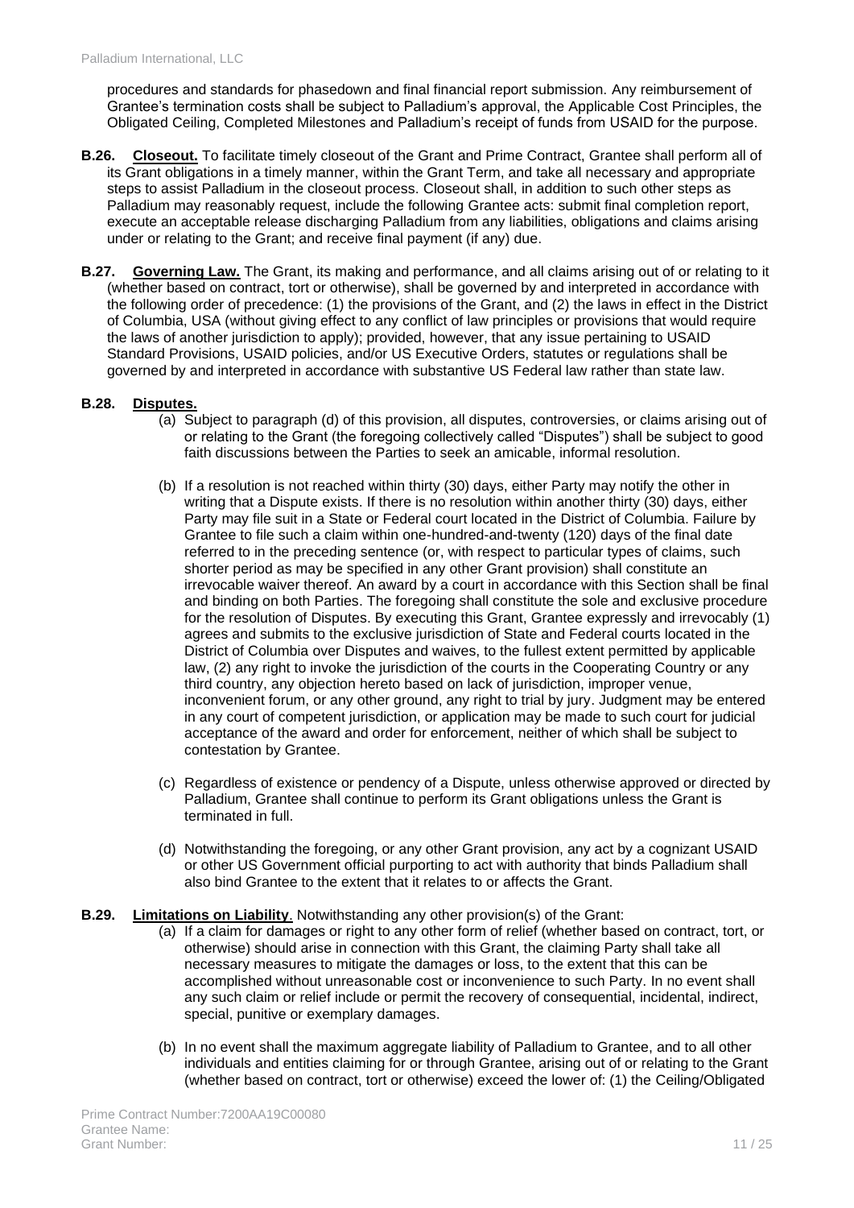procedures and standards for phasedown and final financial report submission. Any reimbursement of Grantee's termination costs shall be subject to Palladium's approval, the Applicable Cost Principles, the Obligated Ceiling, Completed Milestones and Palladium's receipt of funds from USAID for the purpose.

**B.26. Closeout.** To facilitate timely closeout of the Grant and Prime Contract, Grantee shall perform all of its Grant obligations in a timely manner, within the Grant Term, and take all necessary and appropriate steps to assist Palladium in the closeout process. Closeout shall, in addition to such other steps as Palladium may reasonably request, include the following Grantee acts: submit final completion report, execute an acceptable release discharging Palladium from any liabilities, obligations and claims arising under or relating to the Grant; and receive final payment (if any) due.

**B.27. Governing Law.** The Grant, its making and performance, and all claims arising out of or relating to it (whether based on contract, tort or otherwise), shall be governed by and interpreted in accordance with the following order of precedence: (1) the provisions of the Grant, and (2) the laws in effect in the District of Columbia, USA (without giving effect to any conflict of law principles or provisions that would require the laws of another jurisdiction to apply); provided, however, that any issue pertaining to USAID Standard Provisions, USAID policies, and/or US Executive Orders, statutes or regulations shall be governed by and interpreted in accordance with substantive US Federal law rather than state law.

**B.28. Disputes.**

(a) Subject to paragraph (d) of this provision, all disputes, controversies, or claims arising out of or relating to the Grant (the foregoing collectively called "Disputes") shall be subject to good faith discussions between the Parties to seek an amicable, informal resolution.

(b) If a resolution is not reached within thirty (30) days, either Party may notify the other in writing that a Dispute exists. If there is no resolution within another thirty (30) days, either Party may file suit in a State or Federal court located in the District of Columbia. Failure by Grantee to file such a claim within one-hundred-and-twenty (120) days of the final date referred to in the preceding sentence (or, with respect to particular types of claims, such shorter period as may be specified in any other Grant provision) shall constitute an irrevocable waiver thereof. An award by a court in accordance with this Section shall be final and binding on both Parties. The foregoing shall constitute the sole and exclusive procedure for the resolution of Disputes. By executing this Grant, Grantee expressly and irrevocably (1) agrees and submits to the exclusive jurisdiction of State and Federal courts located in the District of Columbia over Disputes and waives, to the fullest extent permitted by applicable law, (2) any right to invoke the jurisdiction of the courts in the Cooperating Country or any third country, any objection hereto based on lack of jurisdiction, improper venue, inconvenient forum, or any other ground, any right to trial by jury. Judgment may be entered in any court of competent jurisdiction, or application may be made to such court for judicial acceptance of the award and order for enforcement, neither of which shall be subject to contestation by Grantee.

(c) Regardless of existence or pendency of a Dispute, unless otherwise approved or directed by Palladium, Grantee shall continue to perform its Grant obligations unless the Grant is terminated in full.

(d) Notwithstanding the foregoing, or any other Grant provision, any act by a cognizant USAID or other US Government official purporting to act with authority that binds Palladium shall also bind Grantee to the extent that it relates to or affects the Grant.

**B.29. Limitations on Liability**. Notwithstanding any other provision(s) of the Grant:

(a) If a claim for damages or right to any other form of relief (whether based on contract, tort, or otherwise) should arise in connection with this Grant, the claiming Party shall take all necessary measures to mitigate the damages or loss, to the extent that this can be accomplished without unreasonable cost or inconvenience to such Party. In no event shall any such claim or relief include or permit the recovery of consequential, incidental, indirect, special, punitive or exemplary damages.

(b) In no event shall the maximum aggregate liability of Palladium to Grantee, and to all other individuals and entities claiming for or through Grantee, arising out of or relating to the Grant (whether based on contract, tort or otherwise) exceed the lower of: (1) the Ceiling/Obligated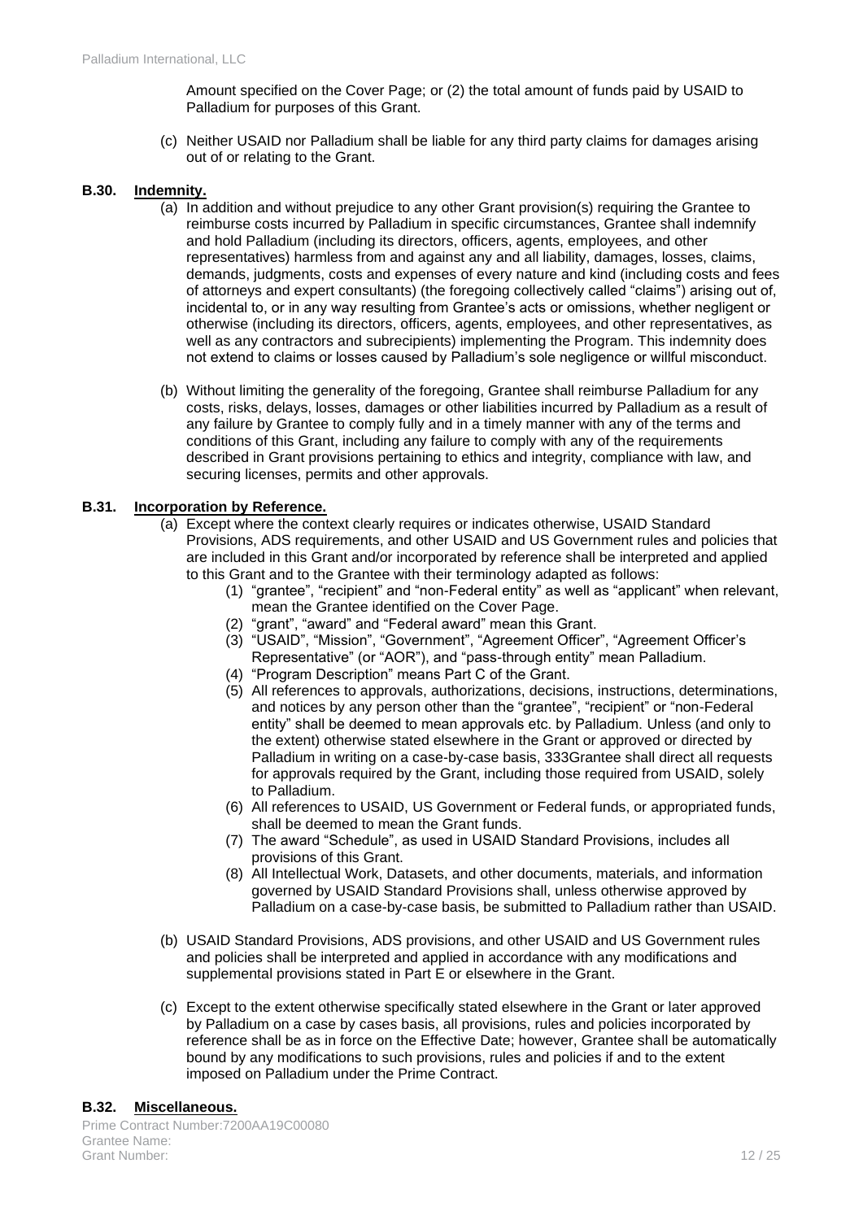Amount specified on the Cover Page; or (2) the total amount of funds paid by USAID to Palladium for purposes of this Grant.

(c) Neither USAID nor Palladium shall be liable for any third party claims for damages arising out of or relating to the Grant.

## B.30. Indemnity.

(a) In addition and without prejudice to any other Grant provision(s) requiring the Grantee to reimburse costs incurred by Palladium in specific circumstances, Grantee shall indemnify and hold Palladium (including its directors, officers, agents, employees, and other representatives) harmless from and against any and all liability, damages, losses, claims, demands, judgments, costs and expenses of every nature and kind (including costs and fees of attorneys and expert consultants) (the foregoing collectively called "claims") arising out of, incidental to, or in any way resulting from Grantee's acts or omissions, whether negligent or otherwise (including its directors, officers, agents, employees, and other representatives, as well as any contractors and subrecipients) implementing the Program. This indemnity does not extend to claims or losses caused by Palladium's sole negligence or willful misconduct.

(b) Without limiting the generality of the foregoing, Grantee shall reimburse Palladium for any costs, risks, delays, losses, damages or other liabilities incurred by Palladium as a result of any failure by Grantee to comply fully and in a timely manner with any of the terms and conditions of this Grant, including any failure to comply with any of the requirements described in Grant provisions pertaining to ethics and integrity, compliance with law, and securing licenses, permits and other approvals.

## B.31. Incorporation by Reference.

(a) Except where the context clearly requires or indicates otherwise, USAID Standard Provisions, ADS requirements, and other USAID and US Government rules and policies that are included in this Grant and/or incorporated by reference shall be interpreted and applied to this Grant and to the Grantee with their terminology adapted as follows:

(1) "grantee", "recipient" and "non-Federal entity" as well as "applicant" when relevant, mean the Grantee identified on the Cover Page.

(2) "grant", "award" and "Federal award" mean this Grant.

(3) "USAID", "Mission", "Government", "Agreement Officer", "Agreement Officer's Representative" (or "AOR"), and "pass-through entity" mean Palladium.

(4) "Program Description" means Part C of the Grant.

(5) All references to approvals, authorizations, decisions, instructions, determinations, and notices by any person other than the "grantee", "recipient" or "non-Federal entity" shall be deemed to mean approvals etc. by Palladium. Unless (and only to the extent) otherwise stated elsewhere in the Grant or approved or directed by Palladium in writing on a case-by-case basis, 333Grantee shall direct all requests for approvals required by the Grant, including those required from USAID, solely to Palladium.

(6) All references to USAID, US Government or Federal funds, or appropriated funds, shall be deemed to mean the Grant funds.

(7) The award "Schedule", as used in USAID Standard Provisions, includes all provisions of this Grant.

(8) All Intellectual Work, Datasets, and other documents, materials, and information governed by USAID Standard Provisions shall, unless otherwise approved by Palladium on a case-by-case basis, be submitted to Palladium rather than USAID.

(b) USAID Standard Provisions, ADS provisions, and other USAID and US Government rules and policies shall be interpreted and applied in accordance with any modifications and supplemental provisions stated in Part E or elsewhere in the Grant.

(c) Except to the extent otherwise specifically stated elsewhere in the Grant or later approved by Palladium on a case by cases basis, all provisions, rules and policies incorporated by reference shall be as in force on the Effective Date; however, Grantee shall be automatically bound by any modifications to such provisions, rules and policies if and to the extent imposed on Palladium under the Prime Contract.

## B.32. Miscellaneous.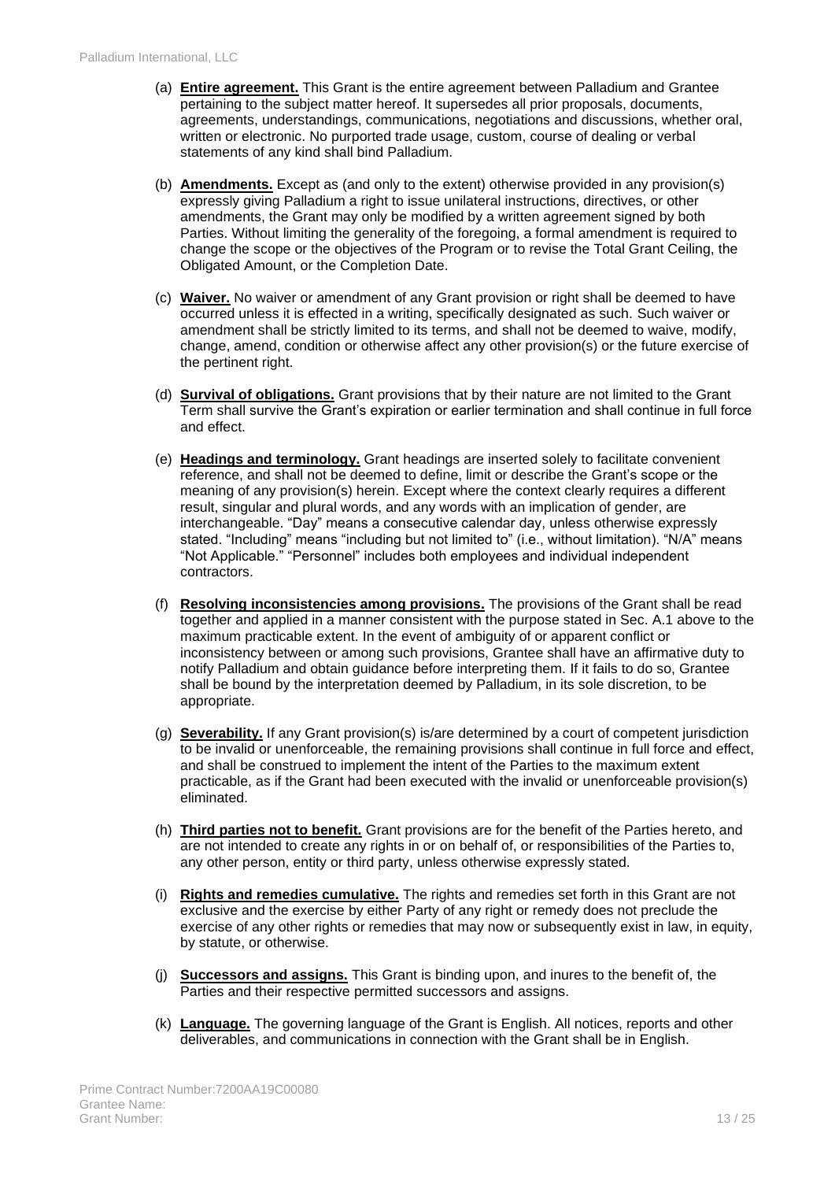(a) **Entire agreement.** This Grant is the entire agreement between Palladium and Grantee pertaining to the subject matter hereof. It supersedes all prior proposals, documents, agreements, understandings, communications, negotiations and discussions, whether oral, written or electronic. No purported trade usage, custom, course of dealing or verbal statements of any kind shall bind Palladium.

(b) **Amendments.** Except as (and only to the extent) otherwise provided in any provision(s) expressly giving Palladium a right to issue unilateral instructions, directives, or other amendments, the Grant may only be modified by a written agreement signed by both Parties. Without limiting the generality of the foregoing, a formal amendment is required to change the scope or the objectives of the Program or to revise the Total Grant Ceiling, the Obligated Amount, or the Completion Date.

(c) **Waiver.** No waiver or amendment of any Grant provision or right shall be deemed to have occurred unless it is effected in a writing, specifically designated as such. Such waiver or amendment shall be strictly limited to its terms, and shall not be deemed to waive, modify, change, amend, condition or otherwise affect any other provision(s) or the future exercise of the pertinent right.

(d) **Survival of obligations.** Grant provisions that by their nature are not limited to the Grant Term shall survive the Grant's expiration or earlier termination and shall continue in full force and effect.

(e) **Headings and terminology.** Grant headings are inserted solely to facilitate convenient reference, and shall not be deemed to define, limit or describe the Grant's scope or the meaning of any provision(s) herein. Except where the context clearly requires a different result, singular and plural words, and any words with an implication of gender, are interchangeable. "Day" means a consecutive calendar day, unless otherwise expressly stated. "Including" means "including but not limited to" (i.e., without limitation). "N/A" means "Not Applicable." "Personnel" includes both employees and individual independent contractors.

(f) **Resolving inconsistencies among provisions.** The provisions of the Grant shall be read together and applied in a manner consistent with the purpose stated in Sec. A.1 above to the maximum practicable extent. In the event of ambiguity of or apparent conflict or inconsistency between or among such provisions, Grantee shall have an affirmative duty to notify Palladium and obtain guidance before interpreting them. If it fails to do so, Grantee shall be bound by the interpretation deemed by Palladium, in its sole discretion, to be appropriate.

(g) **Severability.** If any Grant provision(s) is/are determined by a court of competent jurisdiction to be invalid or unenforceable, the remaining provisions shall continue in full force and effect, and shall be construed to implement the intent of the Parties to the maximum extent practicable, as if the Grant had been executed with the invalid or unenforceable provision(s) eliminated.

(h) **Third parties not to benefit.** Grant provisions are for the benefit of the Parties hereto, and are not intended to create any rights in or on behalf of, or responsibilities of the Parties to, any other person, entity or third party, unless otherwise expressly stated.

(i) **Rights and remedies cumulative.** The rights and remedies set forth in this Grant are not exclusive and the exercise by either Party of any right or remedy does not preclude the exercise of any other rights or remedies that may now or subsequently exist in law, in equity, by statute, or otherwise.

(j) **Successors and assigns.** This Grant is binding upon, and inures to the benefit of, the Parties and their respective permitted successors and assigns.

(k) **Language.** The governing language of the Grant is English. All notices, reports and other deliverables, and communications in connection with the Grant shall be in English.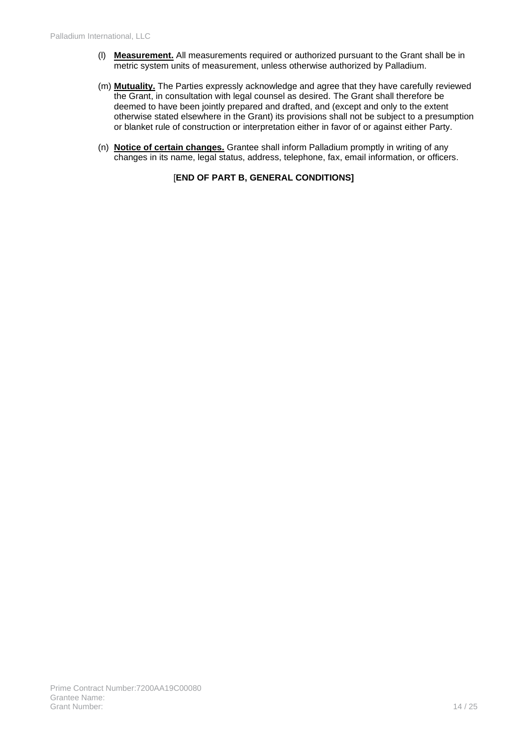(l) **Measurement.** All measurements required or authorized pursuant to the Grant shall be in metric system units of measurement, unless otherwise authorized by Palladium.

(m) **Mutuality.** The Parties expressly acknowledge and agree that they have carefully reviewed the Grant, in consultation with legal counsel as desired. The Grant shall therefore be deemed to have been jointly prepared and drafted, and (except and only to the extent otherwise stated elsewhere in the Grant) its provisions shall not be subject to a presumption or blanket rule of construction or interpretation either in favor of or against either Party.

(n) **Notice of certain changes.** Grantee shall inform Palladium promptly in writing of any changes in its name, legal status, address, telephone, fax, email information, or officers.

[**END OF PART B, GENERAL CONDITIONS]**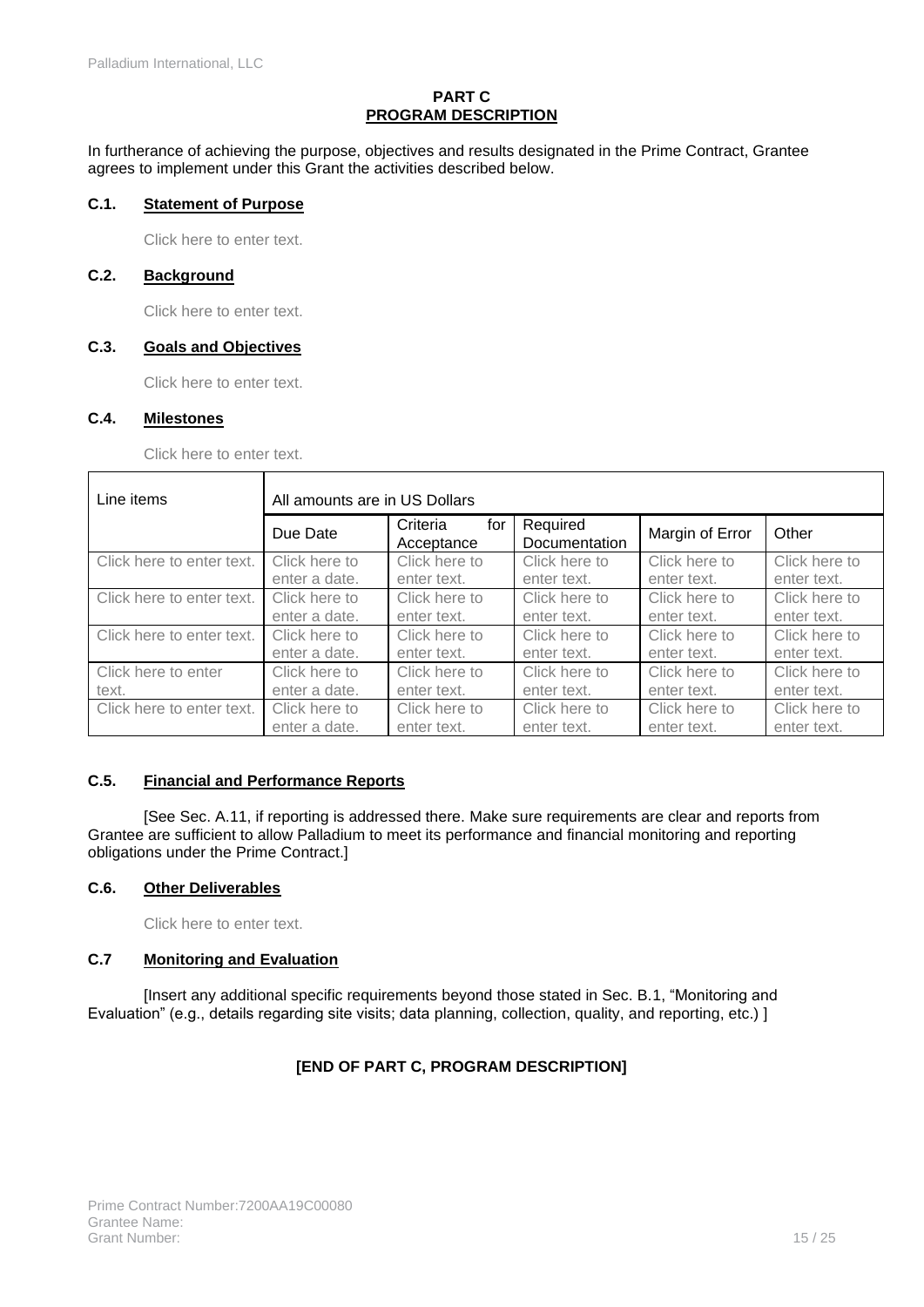# PART C
## PROGRAM DESCRIPTION

In furtherance of achieving the purpose, objectives and results designated in the Prime Contract, Grantee agrees to implement under this Grant the activities described below.

### C.1. Statement of Purpose

Click here to enter text.

### C.2. Background

Click here to enter text.

### C.3. Goals and Objectives

Click here to enter text.

### C.4. Milestones

Click here to enter text.

| Line items | All amounts are in US Dollars | | | | |
|---|---|---|---|---|---|
| | Due Date | Criteria for Acceptance | Required Documentation | Margin of Error | Other |
| Click here to enter text. | Click here to enter a date. | Click here to enter text. | Click here to enter text. | Click here to enter text. | Click here to enter text. |
| Click here to enter text. | Click here to enter a date. | Click here to enter text. | Click here to enter text. | Click here to enter text. | Click here to enter text. |
| Click here to enter text. | Click here to enter a date. | Click here to enter text. | Click here to enter text. | Click here to enter text. | Click here to enter text. |
| Click here to enter text. | Click here to enter a date. | Click here to enter text. | Click here to enter text. | Click here to enter text. | Click here to enter text. |
| Click here to enter text. | Click here to enter a date. | Click here to enter text. | Click here to enter text. | Click here to enter text. | Click here to enter text. |

### C.5. Financial and Performance Reports

[See Sec. A.11, if reporting is addressed there. Make sure requirements are clear and reports from Grantee are sufficient to allow Palladium to meet its performance and financial monitoring and reporting obligations under the Prime Contract.]

### C.6. Other Deliverables

Click here to enter text.

### C.7 Monitoring and Evaluation

[Insert any additional specific requirements beyond those stated in Sec. B.1, "Monitoring and Evaluation" (e.g., details regarding site visits; data planning, collection, quality, and reporting, etc.) ]

**[END OF PART C, PROGRAM DESCRIPTION]**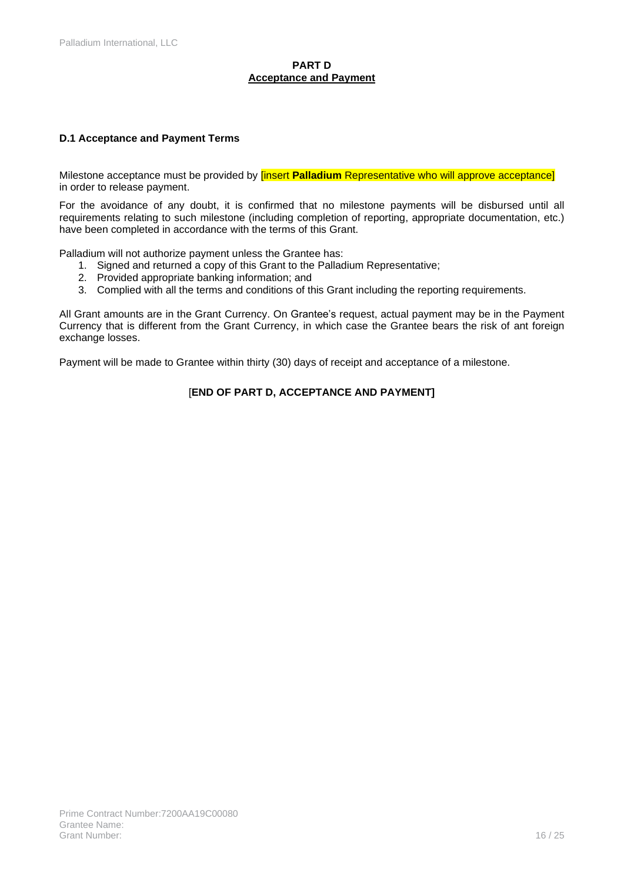# PART D
## Acceptance and Payment

### D.1 Acceptance and Payment Terms

Milestone acceptance must be provided by [insert **Palladium** Representative who will approve acceptance] in order to release payment.

For the avoidance of any doubt, it is confirmed that no milestone payments will be disbursed until all requirements relating to such milestone (including completion of reporting, appropriate documentation, etc.) have been completed in accordance with the terms of this Grant.

Palladium will not authorize payment unless the Grantee has:

1. Signed and returned a copy of this Grant to the Palladium Representative;
2. Provided appropriate banking information; and
3. Complied with all the terms and conditions of this Grant including the reporting requirements.

All Grant amounts are in the Grant Currency. On Grantee's request, actual payment may be in the Payment Currency that is different from the Grant Currency, in which case the Grantee bears the risk of ant foreign exchange losses.

Payment will be made to Grantee within thirty (30) days of receipt and acceptance of a milestone.

**[END OF PART D, ACCEPTANCE AND PAYMENT]**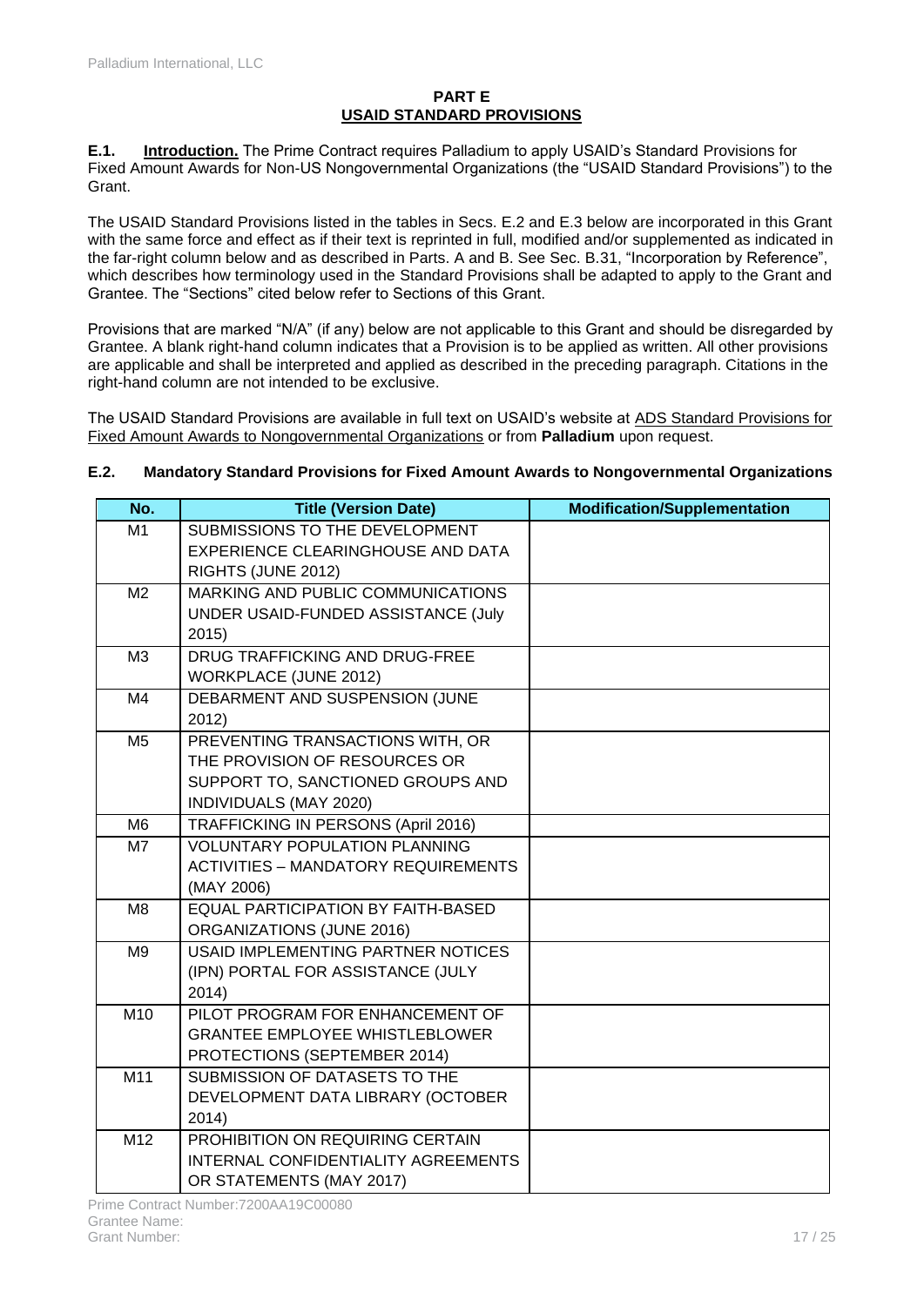**PART E**
**USAID STANDARD PROVISIONS**

**E.1. Introduction.** The Prime Contract requires Palladium to apply USAID's Standard Provisions for Fixed Amount Awards for Non-US Nongovernmental Organizations (the "USAID Standard Provisions") to the Grant.

The USAID Standard Provisions listed in the tables in Secs. E.2 and E.3 below are incorporated in this Grant with the same force and effect as if their text is reprinted in full, modified and/or supplemented as indicated in the far-right column below and as described in Parts. A and B. See Sec. B.31, "Incorporation by Reference", which describes how terminology used in the Standard Provisions shall be adapted to apply to the Grant and Grantee. The "Sections" cited below refer to Sections of this Grant.

Provisions that are marked "N/A" (if any) below are not applicable to this Grant and should be disregarded by Grantee. A blank right-hand column indicates that a Provision is to be applied as written. All other provisions are applicable and shall be interpreted and applied as described in the preceding paragraph. Citations in the right-hand column are not intended to be exclusive.

The USAID Standard Provisions are available in full text on USAID's website at ADS Standard Provisions for Fixed Amount Awards to Nongovernmental Organizations or from **Palladium** upon request.

**E.2. Mandatory Standard Provisions for Fixed Amount Awards to Nongovernmental Organizations**

| No. | Title (Version Date) | Modification/Supplementation |
|---|---|---|
| M1 | SUBMISSIONS TO THE DEVELOPMENT EXPERIENCE CLEARINGHOUSE AND DATA RIGHTS (JUNE 2012) | |
| M2 | MARKING AND PUBLIC COMMUNICATIONS UNDER USAID-FUNDED ASSISTANCE (July 2015) | |
| M3 | DRUG TRAFFICKING AND DRUG-FREE WORKPLACE (JUNE 2012) | |
| M4 | DEBARMENT AND SUSPENSION (JUNE 2012) | |
| M5 | PREVENTING TRANSACTIONS WITH, OR THE PROVISION OF RESOURCES OR SUPPORT TO, SANCTIONED GROUPS AND INDIVIDUALS (MAY 2020) | |
| M6 | TRAFFICKING IN PERSONS (April 2016) | |
| M7 | VOLUNTARY POPULATION PLANNING ACTIVITIES – MANDATORY REQUIREMENTS (MAY 2006) | |
| M8 | EQUAL PARTICIPATION BY FAITH-BASED ORGANIZATIONS (JUNE 2016) | |
| M9 | USAID IMPLEMENTING PARTNER NOTICES (IPN) PORTAL FOR ASSISTANCE (JULY 2014) | |
| M10 | PILOT PROGRAM FOR ENHANCEMENT OF GRANTEE EMPLOYEE WHISTLEBLOWER PROTECTIONS (SEPTEMBER 2014) | |
| M11 | SUBMISSION OF DATASETS TO THE DEVELOPMENT DATA LIBRARY (OCTOBER 2014) | |
| M12 | PROHIBITION ON REQUIRING CERTAIN INTERNAL CONFIDENTIALITY AGREEMENTS OR STATEMENTS (MAY 2017) | |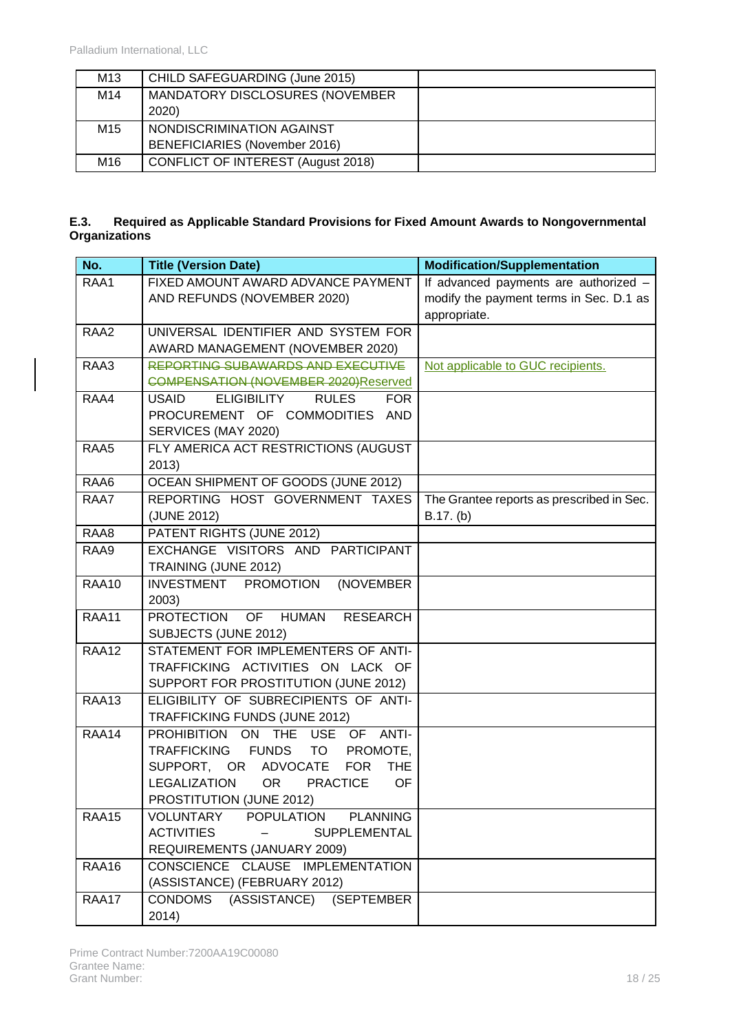| | | |
|---|---|---|
| M13 | CHILD SAFEGUARDING (June 2015) | |
| M14 | MANDATORY DISCLOSURES (NOVEMBER 2020) | |
| M15 | NONDISCRIMINATION AGAINST BENEFICIARIES (November 2016) | |
| M16 | CONFLICT OF INTEREST (August 2018) | |

### E.3. Required as Applicable Standard Provisions for Fixed Amount Awards to Nongovernmental Organizations

| No. | Title (Version Date) | Modification/Supplementation |
|---|---|---|
| RAA1 | FIXED AMOUNT AWARD ADVANCE PAYMENT AND REFUNDS (NOVEMBER 2020) | If advanced payments are authorized – modify the payment terms in Sec. D.1 as appropriate. |
| RAA2 | UNIVERSAL IDENTIFIER AND SYSTEM FOR AWARD MANAGEMENT (NOVEMBER 2020) | |
| RAA3 | ~~REPORTING SUBAWARDS AND EXECUTIVE COMPENSATION (NOVEMBER 2020)~~Reserved | Not applicable to GUC recipients. |
| RAA4 | USAID ELIGIBILITY RULES FOR PROCUREMENT OF COMMODITIES AND SERVICES (MAY 2020) | |
| RAA5 | FLY AMERICA ACT RESTRICTIONS (AUGUST 2013) | |
| RAA6 | OCEAN SHIPMENT OF GOODS (JUNE 2012) | |
| RAA7 | REPORTING HOST GOVERNMENT TAXES (JUNE 2012) | The Grantee reports as prescribed in Sec. B.17. (b) |
| RAA8 | PATENT RIGHTS (JUNE 2012) | |
| RAA9 | EXCHANGE VISITORS AND PARTICIPANT TRAINING (JUNE 2012) | |
| RAA10 | INVESTMENT PROMOTION (NOVEMBER 2003) | |
| RAA11 | PROTECTION OF HUMAN RESEARCH SUBJECTS (JUNE 2012) | |
| RAA12 | STATEMENT FOR IMPLEMENTERS OF ANTI-TRAFFICKING ACTIVITIES ON LACK OF SUPPORT FOR PROSTITUTION (JUNE 2012) | |
| RAA13 | ELIGIBILITY OF SUBRECIPIENTS OF ANTI-TRAFFICKING FUNDS (JUNE 2012) | |
| RAA14 | PROHIBITION ON THE USE OF ANTI-TRAFFICKING FUNDS TO PROMOTE, SUPPORT, OR ADVOCATE FOR THE LEGALIZATION OR PRACTICE OF PROSTITUTION (JUNE 2012) | |
| RAA15 | VOLUNTARY POPULATION PLANNING ACTIVITIES – SUPPLEMENTAL REQUIREMENTS (JANUARY 2009) | |
| RAA16 | CONSCIENCE CLAUSE IMPLEMENTATION (ASSISTANCE) (FEBRUARY 2012) | |
| RAA17 | CONDOMS (ASSISTANCE) (SEPTEMBER 2014) | |

Prime Contract Number:7200AA19C00080
Grantee Name:
Grant Number: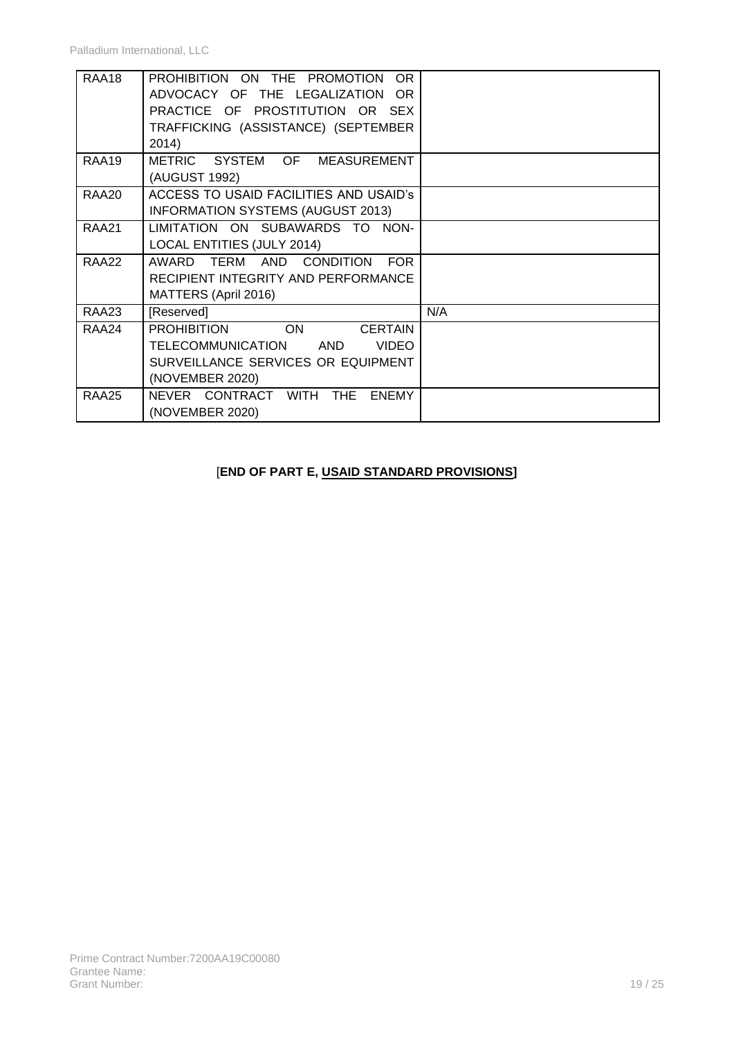| | | |
|---|---|---|
| RAA18 | PROHIBITION ON THE PROMOTION OR ADVOCACY OF THE LEGALIZATION OR PRACTICE OF PROSTITUTION OR SEX TRAFFICKING (ASSISTANCE) (SEPTEMBER 2014) | |
| RAA19 | METRIC SYSTEM OF MEASUREMENT (AUGUST 1992) | |
| RAA20 | ACCESS TO USAID FACILITIES AND USAID's INFORMATION SYSTEMS (AUGUST 2013) | |
| RAA21 | LIMITATION ON SUBAWARDS TO NON-LOCAL ENTITIES (JULY 2014) | |
| RAA22 | AWARD TERM AND CONDITION FOR RECIPIENT INTEGRITY AND PERFORMANCE MATTERS (April 2016) | |
| RAA23 | [Reserved] | N/A |
| RAA24 | PROHIBITION ON CERTAIN TELECOMMUNICATION AND VIDEO SURVEILLANCE SERVICES OR EQUIPMENT (NOVEMBER 2020) | |
| RAA25 | NEVER CONTRACT WITH THE ENEMY (NOVEMBER 2020) | |

[**END OF PART E, <u>USAID STANDARD PROVISIONS</u>]**

Prime Contract Number:7200AA19C00080
Grantee Name:
Grant Number: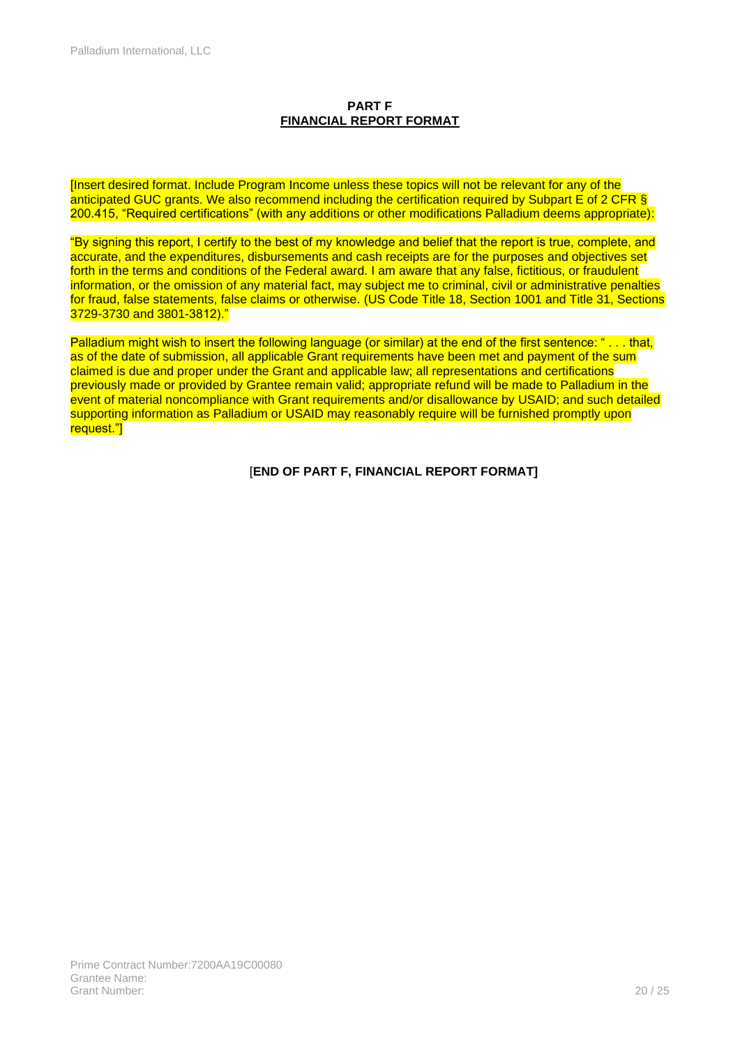**PART F**
**FINANCIAL REPORT FORMAT**

[Insert desired format. Include Program Income unless these topics will not be relevant for any of the anticipated GUC grants. We also recommend including the certification required by Subpart E of 2 CFR § 200.415, "Required certifications" (with any additions or other modifications Palladium deems appropriate):

"By signing this report, I certify to the best of my knowledge and belief that the report is true, complete, and accurate, and the expenditures, disbursements and cash receipts are for the purposes and objectives set forth in the terms and conditions of the Federal award. I am aware that any false, fictitious, or fraudulent information, or the omission of any material fact, may subject me to criminal, civil or administrative penalties for fraud, false statements, false claims or otherwise. (US Code Title 18, Section 1001 and Title 31, Sections 3729-3730 and 3801-3812)."

Palladium might wish to insert the following language (or similar) at the end of the first sentence: " . . . that, as of the date of submission, all applicable Grant requirements have been met and payment of the sum claimed is due and proper under the Grant and applicable law; all representations and certifications previously made or provided by Grantee remain valid; appropriate refund will be made to Palladium in the event of material noncompliance with Grant requirements and/or disallowance by USAID; and such detailed supporting information as Palladium or USAID may reasonably require will be furnished promptly upon request."]

[**END OF PART F, FINANCIAL REPORT FORMAT]**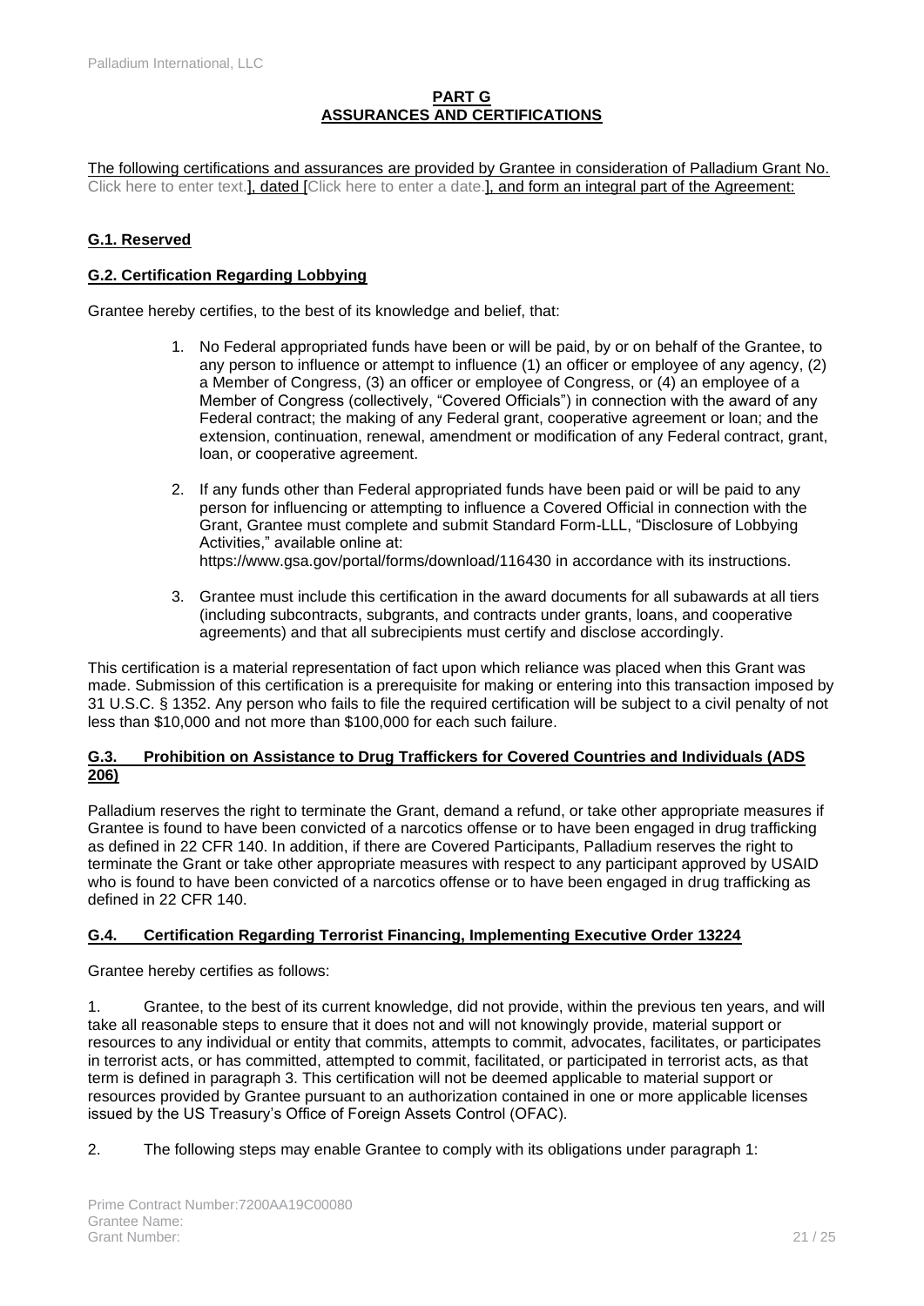**PART G**
**ASSURANCES AND CERTIFICATIONS**

The following certifications and assurances are provided by Grantee in consideration of Palladium Grant No. Click here to enter text.], dated [Click here to enter a date.], and form an integral part of the Agreement:

## G.1. Reserved

## G.2. Certification Regarding Lobbying

Grantee hereby certifies, to the best of its knowledge and belief, that:

1. No Federal appropriated funds have been or will be paid, by or on behalf of the Grantee, to any person to influence or attempt to influence (1) an officer or employee of any agency, (2) a Member of Congress, (3) an officer or employee of Congress, or (4) an employee of a Member of Congress (collectively, "Covered Officials") in connection with the award of any Federal contract; the making of any Federal grant, cooperative agreement or loan; and the extension, continuation, renewal, amendment or modification of any Federal contract, grant, loan, or cooperative agreement.

2. If any funds other than Federal appropriated funds have been paid or will be paid to any person for influencing or attempting to influence a Covered Official in connection with the Grant, Grantee must complete and submit Standard Form-LLL, "Disclosure of Lobbying Activities," available online at: https://www.gsa.gov/portal/forms/download/116430 in accordance with its instructions.

3. Grantee must include this certification in the award documents for all subawards at all tiers (including subcontracts, subgrants, and contracts under grants, loans, and cooperative agreements) and that all subrecipients must certify and disclose accordingly.

This certification is a material representation of fact upon which reliance was placed when this Grant was made. Submission of this certification is a prerequisite for making or entering into this transaction imposed by 31 U.S.C. § 1352. Any person who fails to file the required certification will be subject to a civil penalty of not less than $10,000 and not more than $100,000 for each such failure.

## G.3. Prohibition on Assistance to Drug Traffickers for Covered Countries and Individuals (ADS 206)

Palladium reserves the right to terminate the Grant, demand a refund, or take other appropriate measures if Grantee is found to have been convicted of a narcotics offense or to have been engaged in drug trafficking as defined in 22 CFR 140. In addition, if there are Covered Participants, Palladium reserves the right to terminate the Grant or take other appropriate measures with respect to any participant approved by USAID who is found to have been convicted of a narcotics offense or to have been engaged in drug trafficking as defined in 22 CFR 140.

## G.4. Certification Regarding Terrorist Financing, Implementing Executive Order 13224

Grantee hereby certifies as follows:

1. Grantee, to the best of its current knowledge, did not provide, within the previous ten years, and will take all reasonable steps to ensure that it does not and will not knowingly provide, material support or resources to any individual or entity that commits, attempts to commit, advocates, facilitates, or participates in terrorist acts, or has committed, attempted to commit, facilitated, or participated in terrorist acts, as that term is defined in paragraph 3. This certification will not be deemed applicable to material support or resources provided by Grantee pursuant to an authorization contained in one or more applicable licenses issued by the US Treasury's Office of Foreign Assets Control (OFAC).

2. The following steps may enable Grantee to comply with its obligations under paragraph 1:

Prime Contract Number:7200AA19C00080
Grantee Name:
Grant Number: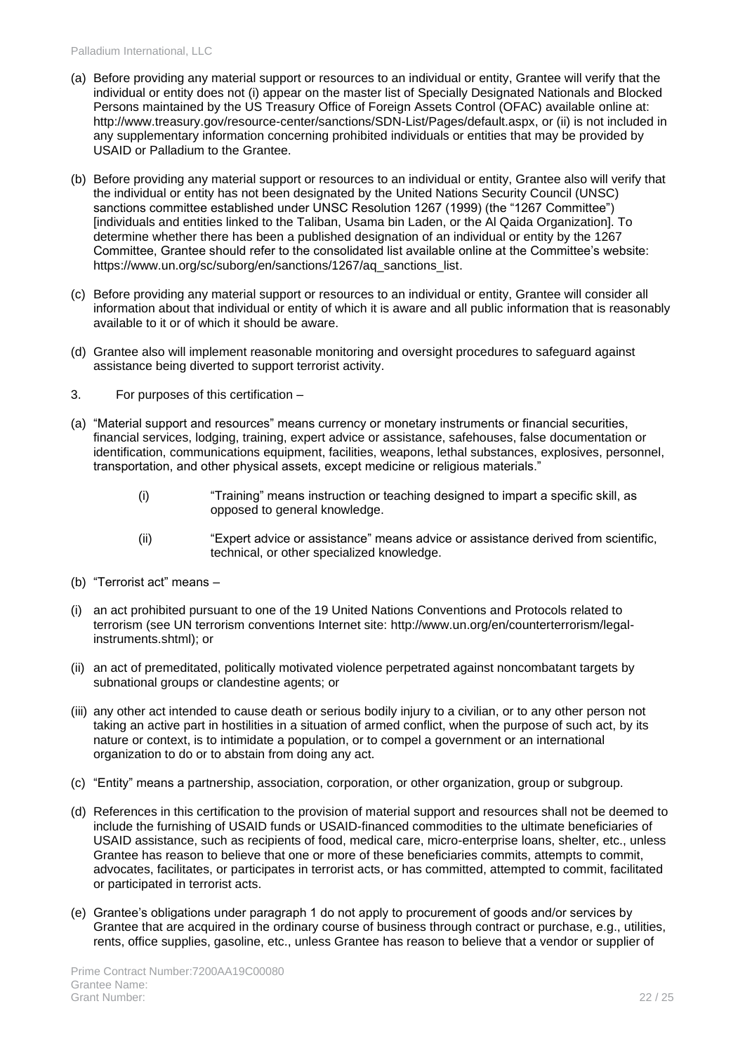(a) Before providing any material support or resources to an individual or entity, Grantee will verify that the individual or entity does not (i) appear on the master list of Specially Designated Nationals and Blocked Persons maintained by the US Treasury Office of Foreign Assets Control (OFAC) available online at: http://www.treasury.gov/resource-center/sanctions/SDN-List/Pages/default.aspx, or (ii) is not included in any supplementary information concerning prohibited individuals or entities that may be provided by USAID or Palladium to the Grantee.

(b) Before providing any material support or resources to an individual or entity, Grantee also will verify that the individual or entity has not been designated by the United Nations Security Council (UNSC) sanctions committee established under UNSC Resolution 1267 (1999) (the "1267 Committee") [individuals and entities linked to the Taliban, Usama bin Laden, or the Al Qaida Organization]. To determine whether there has been a published designation of an individual or entity by the 1267 Committee, Grantee should refer to the consolidated list available online at the Committee's website: https://www.un.org/sc/suborg/en/sanctions/1267/aq_sanctions_list.

(c) Before providing any material support or resources to an individual or entity, Grantee will consider all information about that individual or entity of which it is aware and all public information that is reasonably available to it or of which it should be aware.

(d) Grantee also will implement reasonable monitoring and oversight procedures to safeguard against assistance being diverted to support terrorist activity.

3. For purposes of this certification –

(a) "Material support and resources" means currency or monetary instruments or financial securities, financial services, lodging, training, expert advice or assistance, safehouses, false documentation or identification, communications equipment, facilities, weapons, lethal substances, explosives, personnel, transportation, and other physical assets, except medicine or religious materials."

   (i) "Training" means instruction or teaching designed to impart a specific skill, as opposed to general knowledge.

   (ii) "Expert advice or assistance" means advice or assistance derived from scientific, technical, or other specialized knowledge.

(b) "Terrorist act" means –

(i) an act prohibited pursuant to one of the 19 United Nations Conventions and Protocols related to terrorism (see UN terrorism conventions Internet site: http://www.un.org/en/counterterrorism/legal-instruments.shtml); or

(ii) an act of premeditated, politically motivated violence perpetrated against noncombatant targets by subnational groups or clandestine agents; or

(iii) any other act intended to cause death or serious bodily injury to a civilian, or to any other person not taking an active part in hostilities in a situation of armed conflict, when the purpose of such act, by its nature or context, is to intimidate a population, or to compel a government or an international organization to do or to abstain from doing any act.

(c) "Entity" means a partnership, association, corporation, or other organization, group or subgroup.

(d) References in this certification to the provision of material support and resources shall not be deemed to include the furnishing of USAID funds or USAID-financed commodities to the ultimate beneficiaries of USAID assistance, such as recipients of food, medical care, micro-enterprise loans, shelter, etc., unless Grantee has reason to believe that one or more of these beneficiaries commits, attempts to commit, advocates, facilitates, or participates in terrorist acts, or has committed, attempted to commit, facilitated or participated in terrorist acts.

(e) Grantee's obligations under paragraph 1 do not apply to procurement of goods and/or services by Grantee that are acquired in the ordinary course of business through contract or purchase, e.g., utilities, rents, office supplies, gasoline, etc., unless Grantee has reason to believe that a vendor or supplier of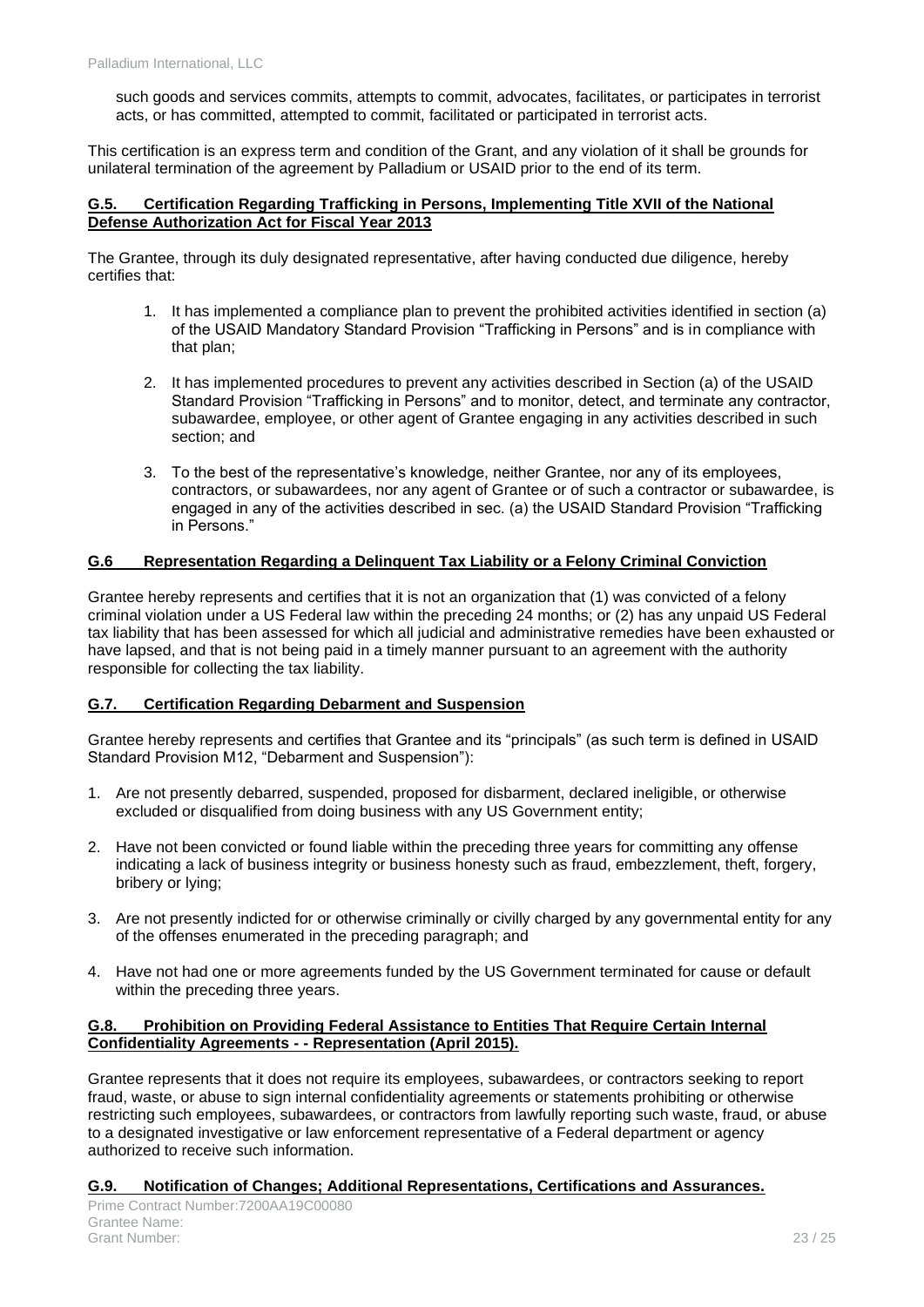such goods and services commits, attempts to commit, advocates, facilitates, or participates in terrorist acts, or has committed, attempted to commit, facilitated or participated in terrorist acts.

This certification is an express term and condition of the Grant, and any violation of it shall be grounds for unilateral termination of the agreement by Palladium or USAID prior to the end of its term.

### G.5. Certification Regarding Trafficking in Persons, Implementing Title XVII of the National Defense Authorization Act for Fiscal Year 2013

The Grantee, through its duly designated representative, after having conducted due diligence, hereby certifies that:

1. It has implemented a compliance plan to prevent the prohibited activities identified in section (a) of the USAID Mandatory Standard Provision "Trafficking in Persons" and is in compliance with that plan;

2. It has implemented procedures to prevent any activities described in Section (a) of the USAID Standard Provision "Trafficking in Persons" and to monitor, detect, and terminate any contractor, subawardee, employee, or other agent of Grantee engaging in any activities described in such section; and

3. To the best of the representative's knowledge, neither Grantee, nor any of its employees, contractors, or subawardees, nor any agent of Grantee or of such a contractor or subawardee, is engaged in any of the activities described in sec. (a) the USAID Standard Provision "Trafficking in Persons."

### G.6 Representation Regarding a Delinquent Tax Liability or a Felony Criminal Conviction

Grantee hereby represents and certifies that it is not an organization that (1) was convicted of a felony criminal violation under a US Federal law within the preceding 24 months; or (2) has any unpaid US Federal tax liability that has been assessed for which all judicial and administrative remedies have been exhausted or have lapsed, and that is not being paid in a timely manner pursuant to an agreement with the authority responsible for collecting the tax liability.

### G.7. Certification Regarding Debarment and Suspension

Grantee hereby represents and certifies that Grantee and its "principals" (as such term is defined in USAID Standard Provision M12, "Debarment and Suspension"):

1. Are not presently debarred, suspended, proposed for disbarment, declared ineligible, or otherwise excluded or disqualified from doing business with any US Government entity;

2. Have not been convicted or found liable within the preceding three years for committing any offense indicating a lack of business integrity or business honesty such as fraud, embezzlement, theft, forgery, bribery or lying;

3. Are not presently indicted for or otherwise criminally or civilly charged by any governmental entity for any of the offenses enumerated in the preceding paragraph; and

4. Have not had one or more agreements funded by the US Government terminated for cause or default within the preceding three years.

### G.8. Prohibition on Providing Federal Assistance to Entities That Require Certain Internal Confidentiality Agreements - - Representation (April 2015).

Grantee represents that it does not require its employees, subawardees, or contractors seeking to report fraud, waste, or abuse to sign internal confidentiality agreements or statements prohibiting or otherwise restricting such employees, subawardees, or contractors from lawfully reporting such waste, fraud, or abuse to a designated investigative or law enforcement representative of a Federal department or agency authorized to receive such information.

### G.9. Notification of Changes; Additional Representations, Certifications and Assurances.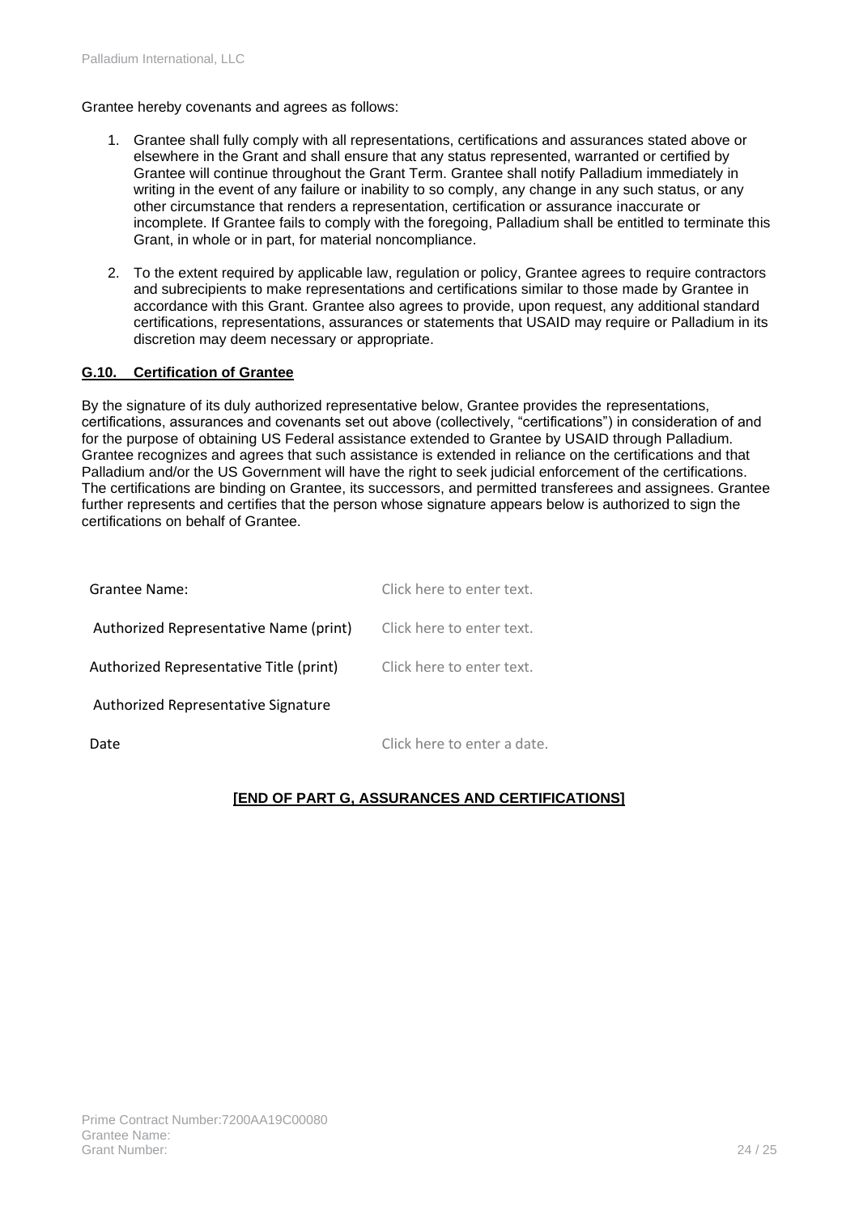Grantee hereby covenants and agrees as follows:

1. Grantee shall fully comply with all representations, certifications and assurances stated above or elsewhere in the Grant and shall ensure that any status represented, warranted or certified by Grantee will continue throughout the Grant Term. Grantee shall notify Palladium immediately in writing in the event of any failure or inability to so comply, any change in any such status, or any other circumstance that renders a representation, certification or assurance inaccurate or incomplete. If Grantee fails to comply with the foregoing, Palladium shall be entitled to terminate this Grant, in whole or in part, for material noncompliance.

2. To the extent required by applicable law, regulation or policy, Grantee agrees to require contractors and subrecipients to make representations and certifications similar to those made by Grantee in accordance with this Grant. Grantee also agrees to provide, upon request, any additional standard certifications, representations, assurances or statements that USAID may require or Palladium in its discretion may deem necessary or appropriate.

**G.10. Certification of Grantee**

By the signature of its duly authorized representative below, Grantee provides the representations, certifications, assurances and covenants set out above (collectively, "certifications") in consideration of and for the purpose of obtaining US Federal assistance extended to Grantee by USAID through Palladium. Grantee recognizes and agrees that such assistance is extended in reliance on the certifications and that Palladium and/or the US Government will have the right to seek judicial enforcement of the certifications. The certifications are binding on Grantee, its successors, and permitted transferees and assignees. Grantee further represents and certifies that the person whose signature appears below is authorized to sign the certifications on behalf of Grantee.

| | |
|---|---|
| Grantee Name: | Click here to enter text. |
| Authorized Representative Name (print) | Click here to enter text. |
| Authorized Representative Title (print) | Click here to enter text. |
| Authorized Representative Signature | |
| Date | Click here to enter a date. |

**[END OF PART G, ASSURANCES AND CERTIFICATIONS]**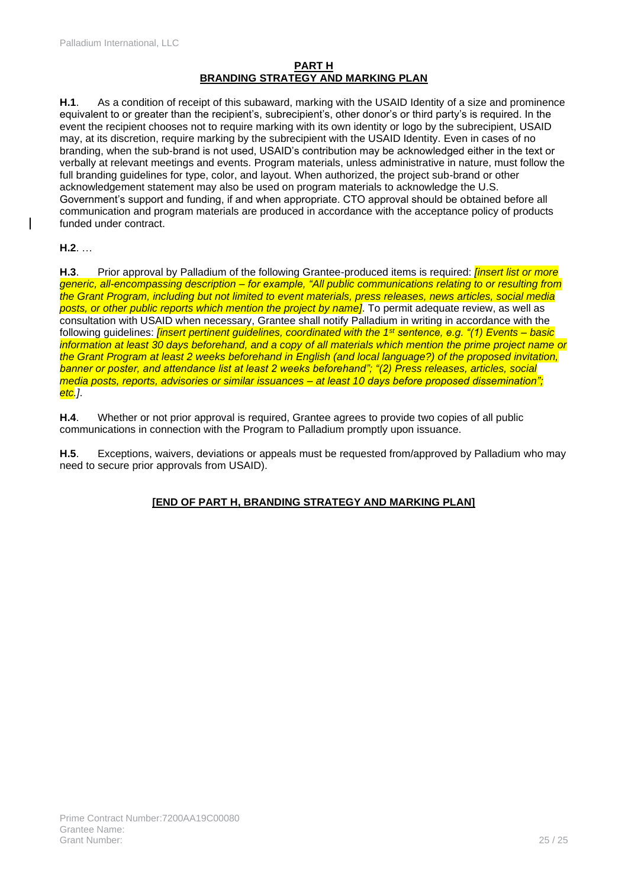## PART H
## BRANDING STRATEGY AND MARKING PLAN

**H.1**. As a condition of receipt of this subaward, marking with the USAID Identity of a size and prominence equivalent to or greater than the recipient's, subrecipient's, other donor's or third party's is required. In the event the recipient chooses not to require marking with its own identity or logo by the subrecipient, USAID may, at its discretion, require marking by the subrecipient with the USAID Identity. Even in cases of no branding, when the sub-brand is not used, USAID's contribution may be acknowledged either in the text or verbally at relevant meetings and events. Program materials, unless administrative in nature, must follow the full branding guidelines for type, color, and layout. When authorized, the project sub-brand or other acknowledgement statement may also be used on program materials to acknowledge the U.S. Government's support and funding, if and when appropriate. CTO approval should be obtained before all communication and program materials are produced in accordance with the acceptance policy of products funded under contract.

**H.2**. …

**H.3**. Prior approval by Palladium of the following Grantee-produced items is required: *[insert list or more generic, all-encompassing description – for example, "All public communications relating to or resulting from the Grant Program, including but not limited to event materials, press releases, news articles, social media posts, or other public reports which mention the project by name]*. To permit adequate review, as well as consultation with USAID when necessary, Grantee shall notify Palladium in writing in accordance with the following guidelines: *[insert pertinent guidelines, coordinated with the 1st sentence, e.g. "(1) Events – basic information at least 30 days beforehand, and a copy of all materials which mention the prime project name or the Grant Program at least 2 weeks beforehand in English (and local language?) of the proposed invitation, banner or poster, and attendance list at least 2 weeks beforehand"; "(2) Press releases, articles, social media posts, reports, advisories or similar issuances – at least 10 days before proposed dissemination"; etc.]*.

**H.4**. Whether or not prior approval is required, Grantee agrees to provide two copies of all public communications in connection with the Program to Palladium promptly upon issuance.

**H.5**. Exceptions, waivers, deviations or appeals must be requested from/approved by Palladium who may need to secure prior approvals from USAID).

**[END OF PART H, BRANDING STRATEGY AND MARKING PLAN]**